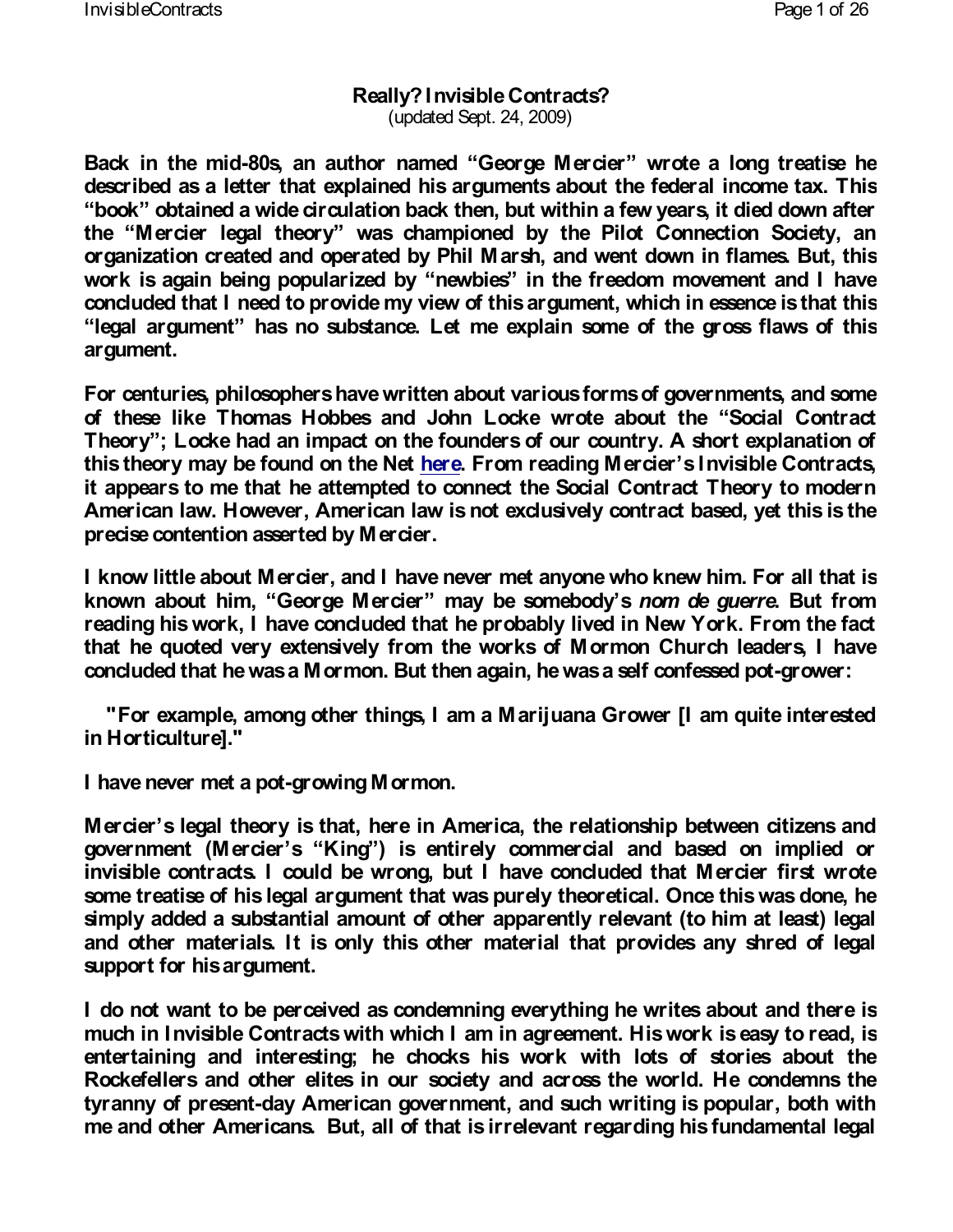# Really? Invisible Contracts?

(updated Sept. 24, 2009)

**Back in the mid-80s, an author named "George Mercier" wrote a long treatise he described as a letter that explained his arguments about the federal income tax. This "book" obtained a wide circulation back then, but within a few years, it died down after the "Mercier legal theory" was championed by the Pilot Connection Society, an organization created and operated by Phil Marsh, and went down in flames. But, this work is again being popularized by "newbies" in the freedom movement and I have concluded that I need to provide my view of this argument, which in essence is that this "legal argument" has no substance. Let me explain some of the gross flaws of this argument.**

**For centuries, philosophers have written about various forms of governments, and some of these like Thomas Hobbes and John Locke wrote about the "Social Contract Theory"; Locke had an impact on the founders of our country. A short explanation of this theory may be found on the Net here. From reading Mercier's Invisible Contracts, it appears to me that he attempted to connect the Social Contract Theory to modern American law. However, American law is not exclusively contract based, yet this is the precise contention asserted by Mercier.**

**I know little about Mercier, and I have never met anyone who knew him. For all that is known about him, "George Mercier" may be somebody's *nom de guerre*. But from reading his work, I have concluded that he probably lived in New York. From the fact that he quoted very extensively from the works of Mormon Church leaders, I have concluded that he was a Mormon. But then again, he was a self confessed pot-grower:**

> **"For example, among other things, I am a Marijuana Grower [I am quite interested in Horticulture]."**

**I have never met a pot-growing Mormon.**

**Mercier's legal theory is that, here in America, the relationship between citizens and government (Mercier's "King") is entirely commercial and based on implied or invisible contracts. I could be wrong, but I have concluded that Mercier first wrote some treatise of his legal argument that was purely theoretical. Once this was done, he simply added a substantial amount of other apparently relevant (to him at least) legal and other materials. It is only this other material that provides any shred of legal support for his argument.**

**I do not want to be perceived as condemning everything he writes about and there is much in Invisible Contracts with which I am in agreement. His work is easy to read, is entertaining and interesting; he chocks his work with lots of stories about the Rockefellers and other elites in our society and across the world. He condemns the tyranny of present-day American government, and such writing is popular, both with me and other Americans. But, all of that is irrelevant regarding his fundamental legal**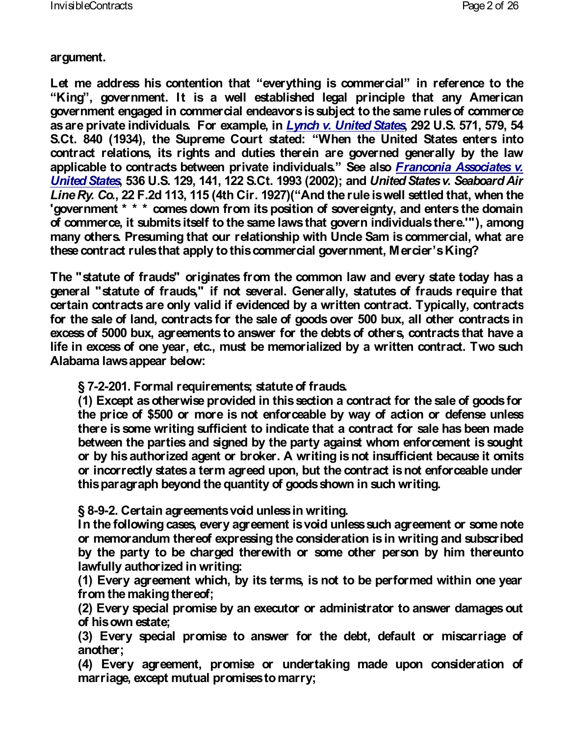**argument.**

**Let me address his contention that "everything is commercial" in reference to the "King", government. It is a well established legal principle that any American government engaged in commercial endeavors is subject to the same rules of commerce as are private individuals. For example, in *Lynch v. United States*, 292 U.S. 571, 579, 54 S.Ct. 840 (1934), the Supreme Court stated: "When the United States enters into contract relations, its rights and duties therein are governed generally by the law applicable to contracts between private individuals." See also *Franconia Associates v. United States*, 536 U.S. 129, 141, 122 S.Ct. 1993 (2002); and *United States v. Seaboard Air Line Ry. Co.*, 22 F.2d 113, 115 (4th Cir. 1927)("And the rule is well settled that, when the 'government * * * comes down from its position of sovereignty, and enters the domain of commerce, it submits itself to the same laws that govern individuals there.'"), among many others. Presuming that our relationship with Uncle Sam is commercial, what are these contract rules that apply to this commercial government, Mercier's King?**

**The "statute of frauds" originates from the common law and every state today has a general "statute of frauds," if not several. Generally, statutes of frauds require that certain contracts are only valid if evidenced by a written contract. Typically, contracts for the sale of land, contracts for the sale of goods over 500 bux, all other contracts in excess of 5000 bux, agreements to answer for the debts of others, contracts that have a life in excess of one year, etc., must be memorialized by a written contract. Two such Alabama laws appear below:**

> **§ 7-2-201. Formal requirements; statute of frauds.**
> **(1) Except as otherwise provided in this section a contract for the sale of goods for the price of $500 or more is not enforceable by way of action or defense unless there is some writing sufficient to indicate that a contract for sale has been made between the parties and signed by the party against whom enforcement is sought or by his authorized agent or broker. A writing is not insufficient because it omits or incorrectly states a term agreed upon, but the contract is not enforceable under this paragraph beyond the quantity of goods shown in such writing.**
>
> **§ 8-9-2. Certain agreements void unless in writing.**
> **In the following cases, every agreement is void unless such agreement or some note or memorandum thereof expressing the consideration is in writing and subscribed by the party to be charged therewith or some other person by him thereunto lawfully authorized in writing:**
> **(1) Every agreement which, by its terms, is not to be performed within one year from the making thereof;**
> **(2) Every special promise by an executor or administrator to answer damages out of his own estate;**
> **(3) Every special promise to answer for the debt, default or miscarriage of another;**
> **(4) Every agreement, promise or undertaking made upon consideration of marriage, except mutual promises to marry;**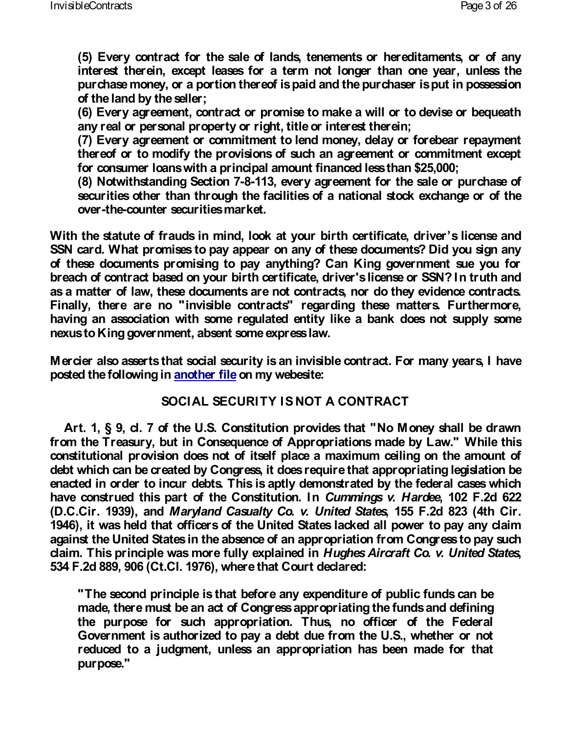**(5) Every contract for the sale of lands, tenements or hereditaments, or of any interest therein, except leases for a term not longer than one year, unless the purchase money, or a portion thereof is paid and the purchaser is put in possession of the land by the seller;**
**(6) Every agreement, contract or promise to make a will or to devise or bequeath any real or personal property or right, title or interest therein;**
**(7) Every agreement or commitment to lend money, delay or forebear repayment thereof or to modify the provisions of such an agreement or commitment except for consumer loans with a principal amount financed less than $25,000;**
**(8) Notwithstanding Section 7-8-113, every agreement for the sale or purchase of securities other than through the facilities of a national stock exchange or of the over-the-counter securities market.**

**With the statute of frauds in mind, look at your birth certificate, driver's license and SSN card. What promises to pay appear on any of these documents? Did you sign any of these documents promising to pay anything? Can King government sue you for breach of contract based on your birth certificate, driver's license or SSN? In truth and as a matter of law, these documents are not contracts, nor do they evidence contracts. Finally, there are no "invisible contracts" regarding these matters. Furthermore, having an association with some regulated entity like a bank does not supply some nexus to King government, absent some express law.**

**Mercier also asserts that social security is an invisible contract. For many years, I have posted the following in [another file] on my webesite:**

## SOCIAL SECURITY IS NOT A CONTRACT

**Art. 1, § 9, cl. 7 of the U.S. Constitution provides that "No Money shall be drawn from the Treasury, but in Consequence of Appropriations made by Law." While this constitutional provision does not of itself place a maximum ceiling on the amount of debt which can be created by Congress, it does require that appropriating legislation be enacted in order to incur debts. This is aptly demonstrated by the federal cases which have construed this part of the Constitution. In *Cummings v. Hardee*, 102 F.2d 622 (D.C.Cir. 1939), and *Maryland Casualty Co. v. United States*, 155 F.2d 823 (4th Cir. 1946), it was held that officers of the United States lacked all power to pay any claim against the United States in the absence of an appropriation from Congress to pay such claim. This principle was more fully explained in *Hughes Aircraft Co. v. United States*, 534 F.2d 889, 906 (Ct.Cl. 1976), where that Court declared:**

> **"The second principle is that before any expenditure of public funds can be made, there must be an act of Congress appropriating the funds and defining the purpose for such appropriation. Thus, no officer of the Federal Government is authorized to pay a debt due from the U.S., whether or not reduced to a judgment, unless an appropriation has been made for that purpose."**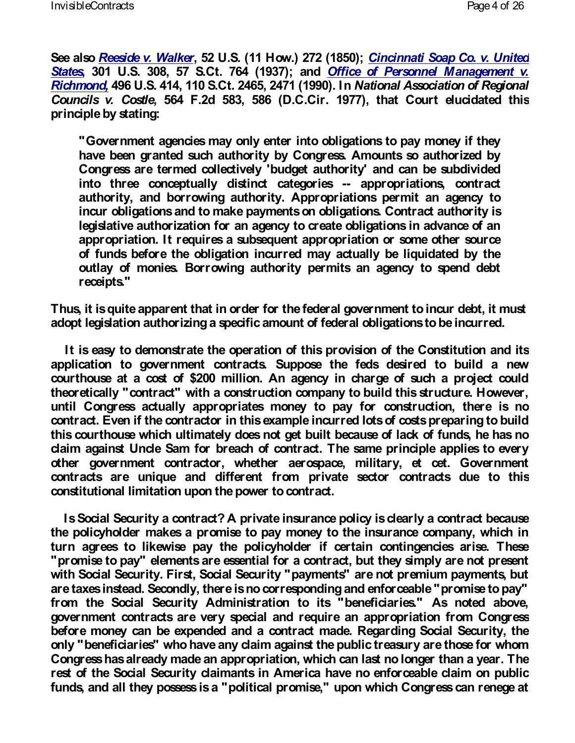**See also *Reeside v. Walker*, 52 U.S. (11 How.) 272 (1850); *Cincinnati Soap Co. v. United States*, 301 U.S. 308, 57 S.Ct. 764 (1937); and *Office of Personnel Management v. Richmond,* 496 U.S. 414, 110 S.Ct. 2465, 2471 (1990). In *National Association of Regional Councils v. Costle*, 564 F.2d 583, 586 (D.C.Cir. 1977), that Court elucidated this principle by stating:**

> **"Government agencies may only enter into obligations to pay money if they have been granted such authority by Congress. Amounts so authorized by Congress are termed collectively 'budget authority' and can be subdivided into three conceptually distinct categories -- appropriations, contract authority, and borrowing authority. Appropriations permit an agency to incur obligations and to make payments on obligations. Contract authority is legislative authorization for an agency to create obligations in advance of an appropriation. It requires a subsequent appropriation or some other source of funds before the obligation incurred may actually be liquidated by the outlay of monies. Borrowing authority permits an agency to spend debt receipts."**

**Thus, it is quite apparent that in order for the federal government to incur debt, it must adopt legislation authorizing a specific amount of federal obligations to be incurred.**

**It is easy to demonstrate the operation of this provision of the Constitution and its application to government contracts. Suppose the feds desired to build a new courthouse at a cost of $200 million. An agency in charge of such a project could theoretically "contract" with a construction company to build this structure. However, until Congress actually appropriates money to pay for construction, there is no contract. Even if the contractor in this example incurred lots of costs preparing to build this courthouse which ultimately does not get built because of lack of funds, he has no claim against Uncle Sam for breach of contract. The same principle applies to every other government contractor, whether aerospace, military, et cet. Government contracts are unique and different from private sector contracts due to this constitutional limitation upon the power to contract.**

**Is Social Security a contract? A private insurance policy is clearly a contract because the policyholder makes a promise to pay money to the insurance company, which in turn agrees to likewise pay the policyholder if certain contingencies arise. These "promise to pay" elements are essential for a contract, but they simply are not present with Social Security. First, Social Security "payments" are not premium payments, but are taxes instead. Secondly, there is no corresponding and enforceable "promise to pay" from the Social Security Administration to its "beneficiaries." As noted above, government contracts are very special and require an appropriation from Congress before money can be expended and a contract made. Regarding Social Security, the only "beneficiaries" who have any claim against the public treasury are those for whom Congress has already made an appropriation, which can last no longer than a year. The rest of the Social Security claimants in America have no enforceable claim on public funds, and all they possess is a "political promise," upon which Congress can renege at**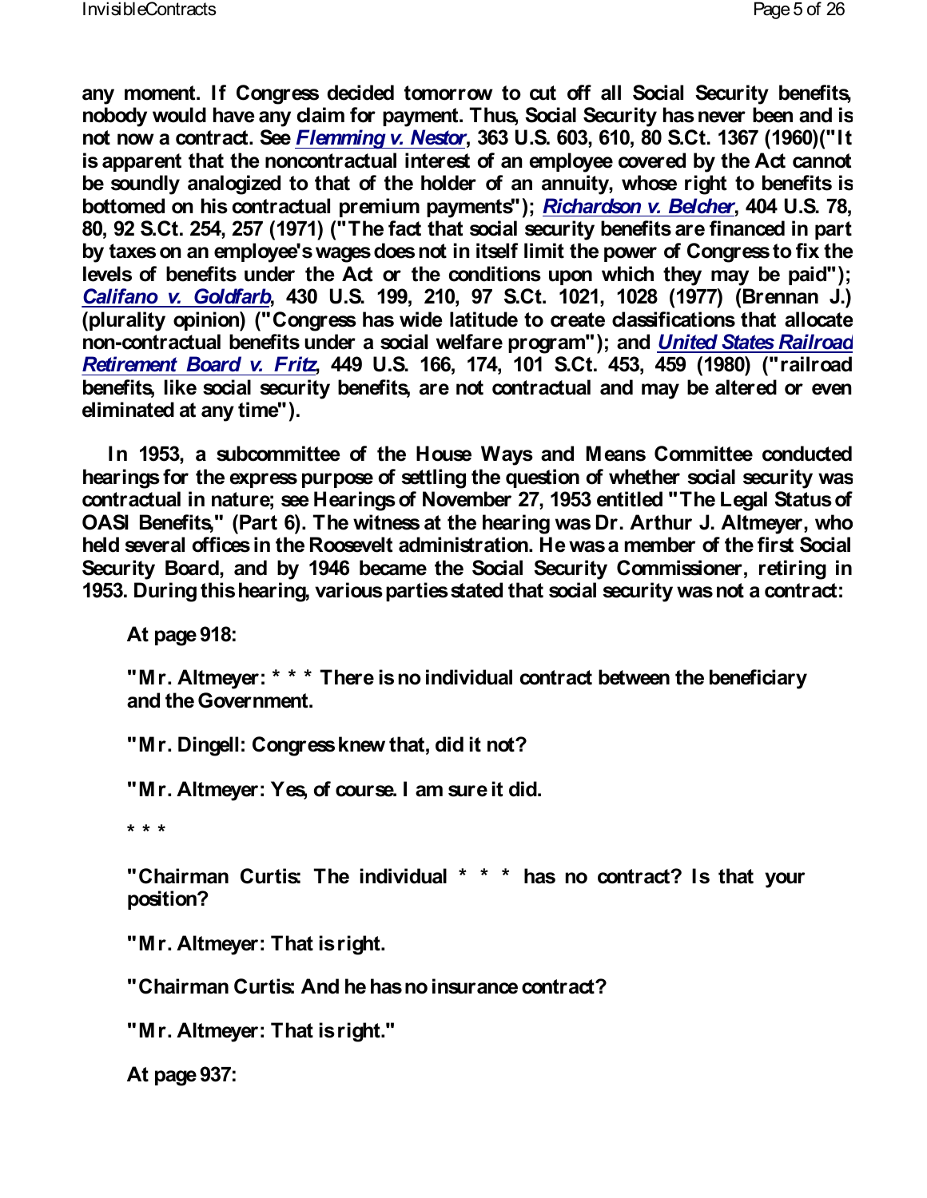**any moment. If Congress decided tomorrow to cut off all Social Security benefits, nobody would have any claim for payment. Thus, Social Security has never been and is not now a contract. See *Flemming v. Nestor*, 363 U.S. 603, 610, 80 S.Ct. 1367 (1960)("It is apparent that the noncontractual interest of an employee covered by the Act cannot be soundly analogized to that of the holder of an annuity, whose right to benefits is bottomed on his contractual premium payments"); *Richardson v. Belcher*, 404 U.S. 78, 80, 92 S.Ct. 254, 257 (1971) ("The fact that social security benefits are financed in part by taxes on an employee's wages does not in itself limit the power of Congress to fix the levels of benefits under the Act or the conditions upon which they may be paid"); *Califano v. Goldfarb*, 430 U.S. 199, 210, 97 S.Ct. 1021, 1028 (1977) (Brennan J.) (plurality opinion) ("Congress has wide latitude to create classifications that allocate non-contractual benefits under a social welfare program"); and *United States Railroad Retirement Board v. Fritz*, 449 U.S. 166, 174, 101 S.Ct. 453, 459 (1980) ("railroad benefits, like social security benefits, are not contractual and may be altered or even eliminated at any time").**

**In 1953, a subcommittee of the House Ways and Means Committee conducted hearings for the express purpose of settling the question of whether social security was contractual in nature; see Hearings of November 27, 1953 entitled "The Legal Status of OASI Benefits," (Part 6). The witness at the hearing was Dr. Arthur J. Altmeyer, who held several offices in the Roosevelt administration. He was a member of the first Social Security Board, and by 1946 became the Social Security Commissioner, retiring in 1953. During this hearing, various parties stated that social security was not a contract:**

> **At page 918:**
>
> **"Mr. Altmeyer: * * * There is no individual contract between the beneficiary and the Government.**
>
> **"Mr. Dingell: Congress knew that, did it not?**
>
> **"Mr. Altmeyer: Yes, of course. I am sure it did.**
>
> **\* \* \***
>
> **"Chairman Curtis: The individual * * * has no contract? Is that your position?**
>
> **"Mr. Altmeyer: That is right.**
>
> **"Chairman Curtis: And he has no insurance contract?**
>
> **"Mr. Altmeyer: That is right."**
>
> **At page 937:**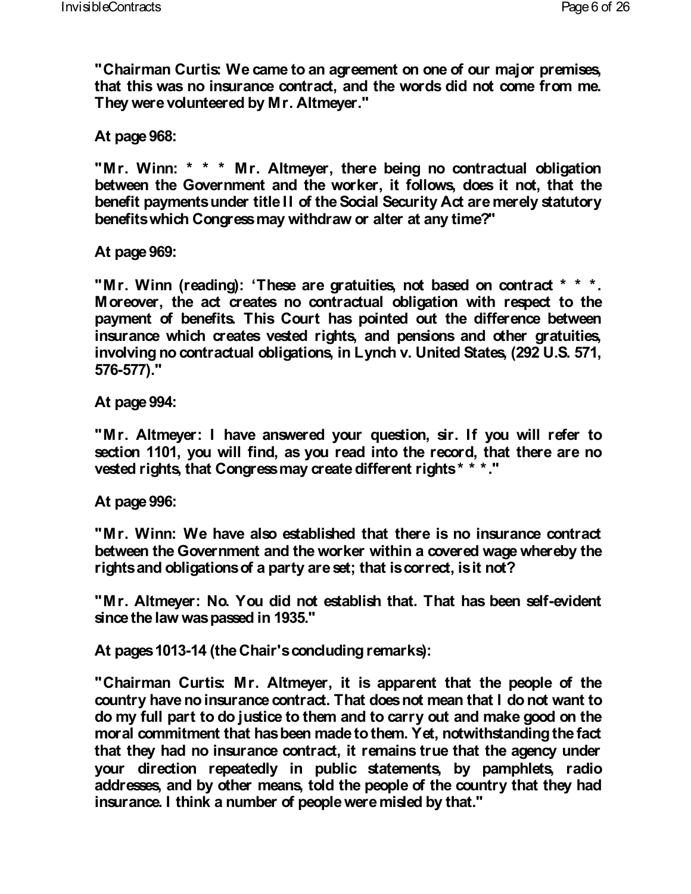**"Chairman Curtis: We came to an agreement on one of our major premises, that this was no insurance contract, and the words did not come from me. They were volunteered by Mr. Altmeyer."**

**At page 968:**

**"Mr. Winn: * * * Mr. Altmeyer, there being no contractual obligation between the Government and the worker, it follows, does it not, that the benefit payments under title II of the Social Security Act are merely statutory benefits which Congress may withdraw or alter at any time?"**

**At page 969:**

**"Mr. Winn (reading): 'These are gratuities, not based on contract * * *. Moreover, the act creates no contractual obligation with respect to the payment of benefits. This Court has pointed out the difference between insurance which creates vested rights, and pensions and other gratuities, involving no contractual obligations, in Lynch v. United States, (292 U.S. 571, 576-577)."**

**At page 994:**

**"Mr. Altmeyer: I have answered your question, sir. If you will refer to section 1101, you will find, as you read into the record, that there are no vested rights, that Congress may create different rights * * *."**

**At page 996:**

**"Mr. Winn: We have also established that there is no insurance contract between the Government and the worker within a covered wage whereby the rights and obligations of a party are set; that is correct, is it not?**

**"Mr. Altmeyer: No. You did not establish that. That has been self-evident since the law was passed in 1935."**

**At pages 1013-14 (the Chair's concluding remarks):**

**"Chairman Curtis: Mr. Altmeyer, it is apparent that the people of the country have no insurance contract. That does not mean that I do not want to do my full part to do justice to them and to carry out and make good on the moral commitment that has been made to them. Yet, notwithstanding the fact that they had no insurance contract, it remains true that the agency under your direction repeatedly in public statements, by pamphlets, radio addresses, and by other means, told the people of the country that they had insurance. I think a number of people were misled by that."**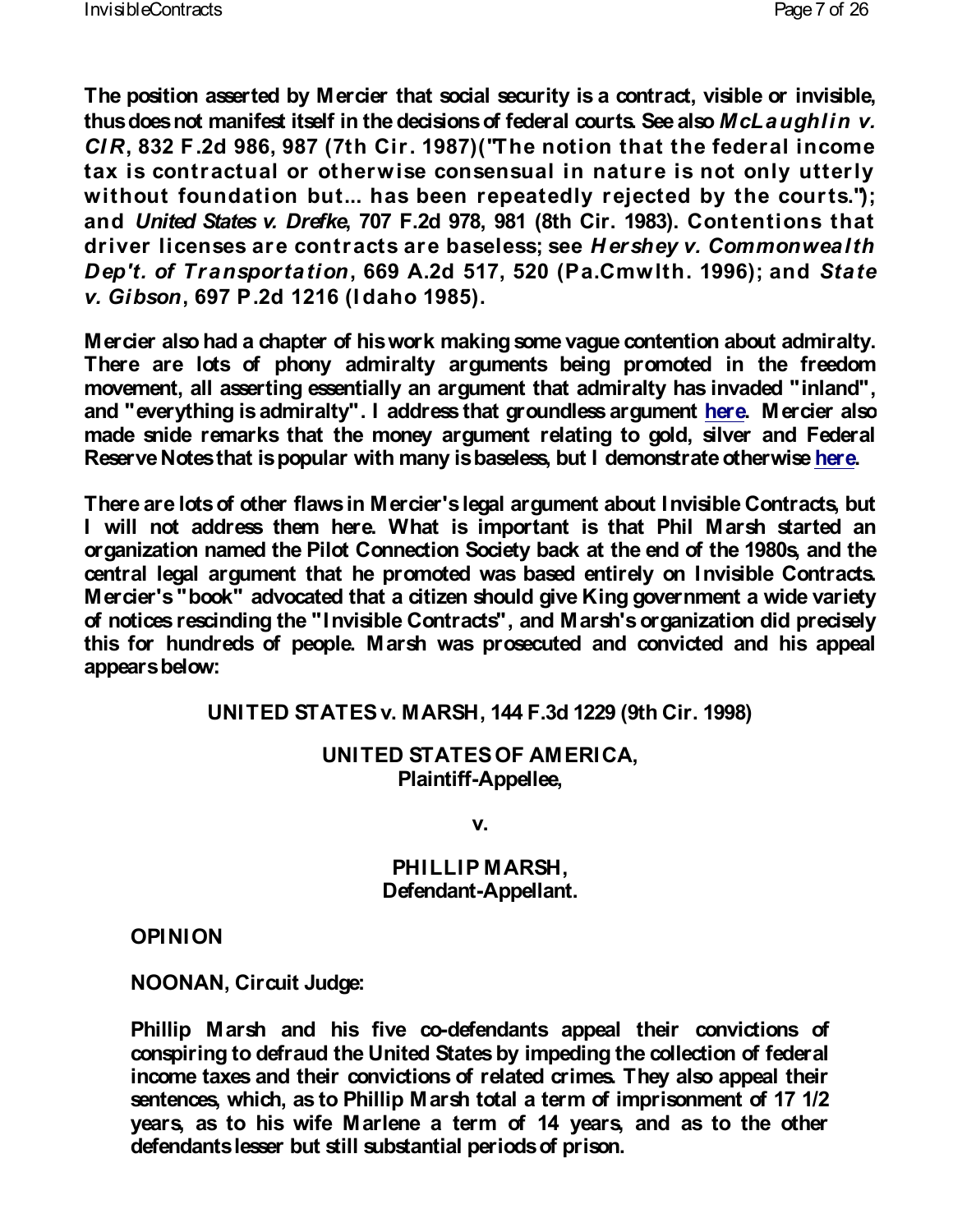**The position asserted by Mercier that social security is a contract, visible or invisible, thus does not manifest itself in the decisions of federal courts. See also *McLaughlin v. CIR*, 832 F.2d 986, 987 (7th Cir. 1987)("The notion that the federal income tax is contractual or otherwise consensual in nature is not only utterly without foundation but... has been repeatedly rejected by the courts."); and *United States v. Drefke*, 707 F.2d 978, 981 (8th Cir. 1983). Contentions that driver licenses are contracts are baseless; see *Hershey v. Commonwealth Dep't. of Transportation*, 669 A.2d 517, 520 (Pa.Cmwlth. 1996); and *State v. Gibson*, 697 P.2d 1216 (Idaho 1985).**

**Mercier also had a chapter of his work making some vague contention about admiralty. There are lots of phony admiralty arguments being promoted in the freedom movement, all asserting essentially an argument that admiralty has invaded "inland", and "everything is admiralty". I address that groundless argument here. Mercier also made snide remarks that the money argument relating to gold, silver and Federal Reserve Notes that is popular with many is baseless, but I demonstrate otherwise here.**

**There are lots of other flaws in Mercier's legal argument about Invisible Contracts, but I will not address them here. What is important is that Phil Marsh started an organization named the Pilot Connection Society back at the end of the 1980s, and the central legal argument that he promoted was based entirely on Invisible Contracts. Mercier's "book" advocated that a citizen should give King government a wide variety of notices rescinding the "Invisible Contracts", and Marsh's organization did precisely this for hundreds of people. Marsh was prosecuted and convicted and his appeal appears below:**

**UNITED STATES v. MARSH, 144 F.3d 1229 (9th Cir. 1998)**

**UNITED STATES OF AMERICA,
Plaintiff-Appellee,**

**v.**

**PHILLIP MARSH,
Defendant-Appellant.**

**OPINION**

**NOONAN, Circuit Judge:**

**Phillip Marsh and his five co-defendants appeal their convictions of conspiring to defraud the United States by impeding the collection of federal income taxes and their convictions of related crimes. They also appeal their sentences, which, as to Phillip Marsh total a term of imprisonment of 17 1/2 years, as to his wife Marlene a term of 14 years, and as to the other defendants lesser but still substantial periods of prison.**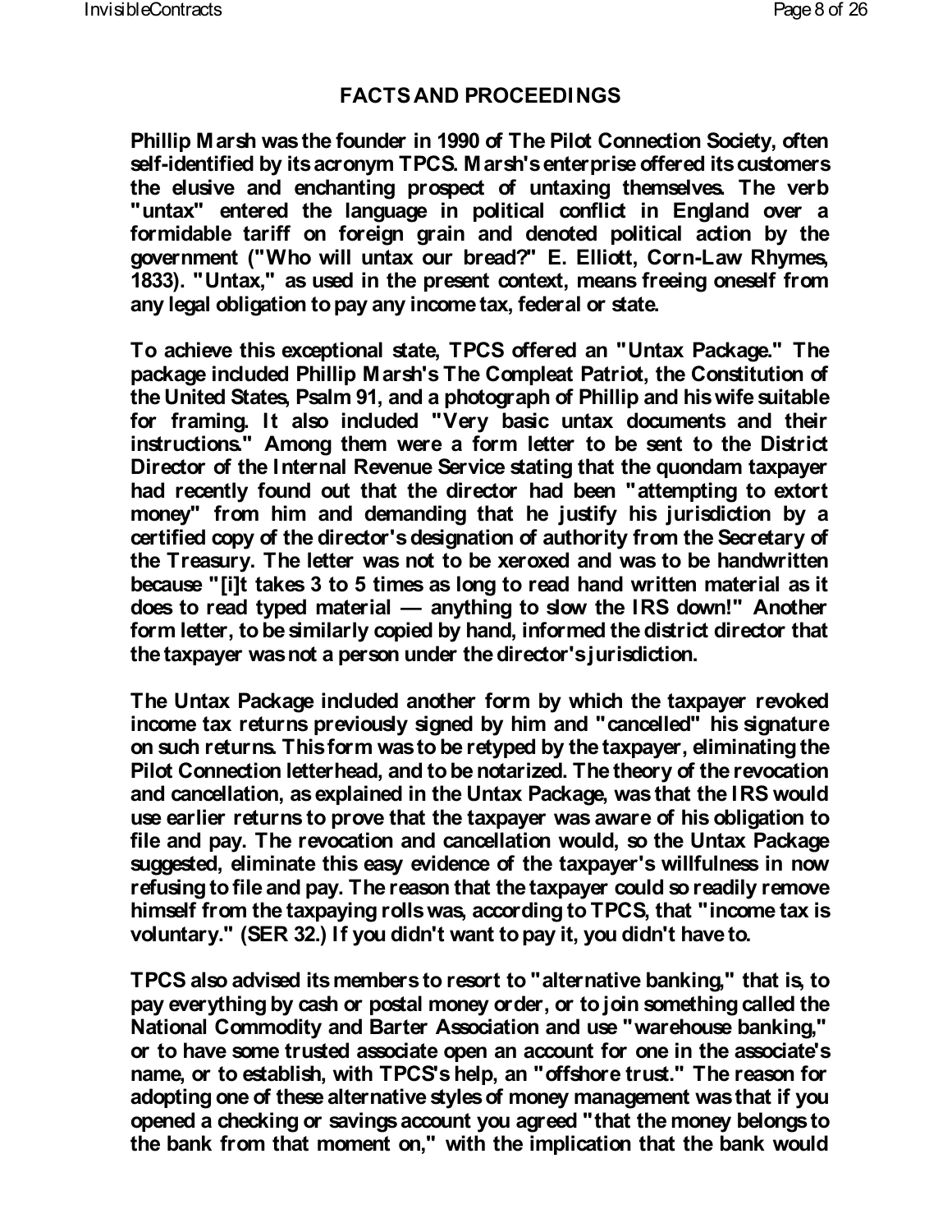## FACTS AND PROCEEDINGS

Phillip Marsh was the founder in 1990 of The Pilot Connection Society, often self-identified by its acronym TPCS. Marsh's enterprise offered its customers the elusive and enchanting prospect of untaxing themselves. The verb "untax" entered the language in political conflict in England over a formidable tariff on foreign grain and denoted political action by the government ("Who will untax our bread?" E. Elliott, Corn-Law Rhymes, 1833). "Untax," as used in the present context, means freeing oneself from any legal obligation to pay any income tax, federal or state.

To achieve this exceptional state, TPCS offered an "Untax Package." The package included Phillip Marsh's The Compleat Patriot, the Constitution of the United States, Psalm 91, and a photograph of Phillip and his wife suitable for framing. It also included "Very basic untax documents and their instructions." Among them were a form letter to be sent to the District Director of the Internal Revenue Service stating that the quondam taxpayer had recently found out that the director had been "attempting to extort money" from him and demanding that he justify his jurisdiction by a certified copy of the director's designation of authority from the Secretary of the Treasury. The letter was not to be xeroxed and was to be handwritten because "[i]t takes 3 to 5 times as long to read hand written material as it does to read typed material — anything to slow the IRS down!" Another form letter, to be similarly copied by hand, informed the district director that the taxpayer was not a person under the director's jurisdiction.

The Untax Package included another form by which the taxpayer revoked income tax returns previously signed by him and "cancelled" his signature on such returns. This form was to be retyped by the taxpayer, eliminating the Pilot Connection letterhead, and to be notarized. The theory of the revocation and cancellation, as explained in the Untax Package, was that the IRS would use earlier returns to prove that the taxpayer was aware of his obligation to file and pay. The revocation and cancellation would, so the Untax Package suggested, eliminate this easy evidence of the taxpayer's willfulness in now refusing to file and pay. The reason that the taxpayer could so readily remove himself from the taxpaying rolls was, according to TPCS, that "income tax is voluntary." (SER 32.) If you didn't want to pay it, you didn't have to.

TPCS also advised its members to resort to "alternative banking," that is, to pay everything by cash or postal money order, or to join something called the National Commodity and Barter Association and use "warehouse banking," or to have some trusted associate open an account for one in the associate's name, or to establish, with TPCS's help, an "offshore trust." The reason for adopting one of these alternative styles of money management was that if you opened a checking or savings account you agreed "that the money belongs to the bank from that moment on," with the implication that the bank would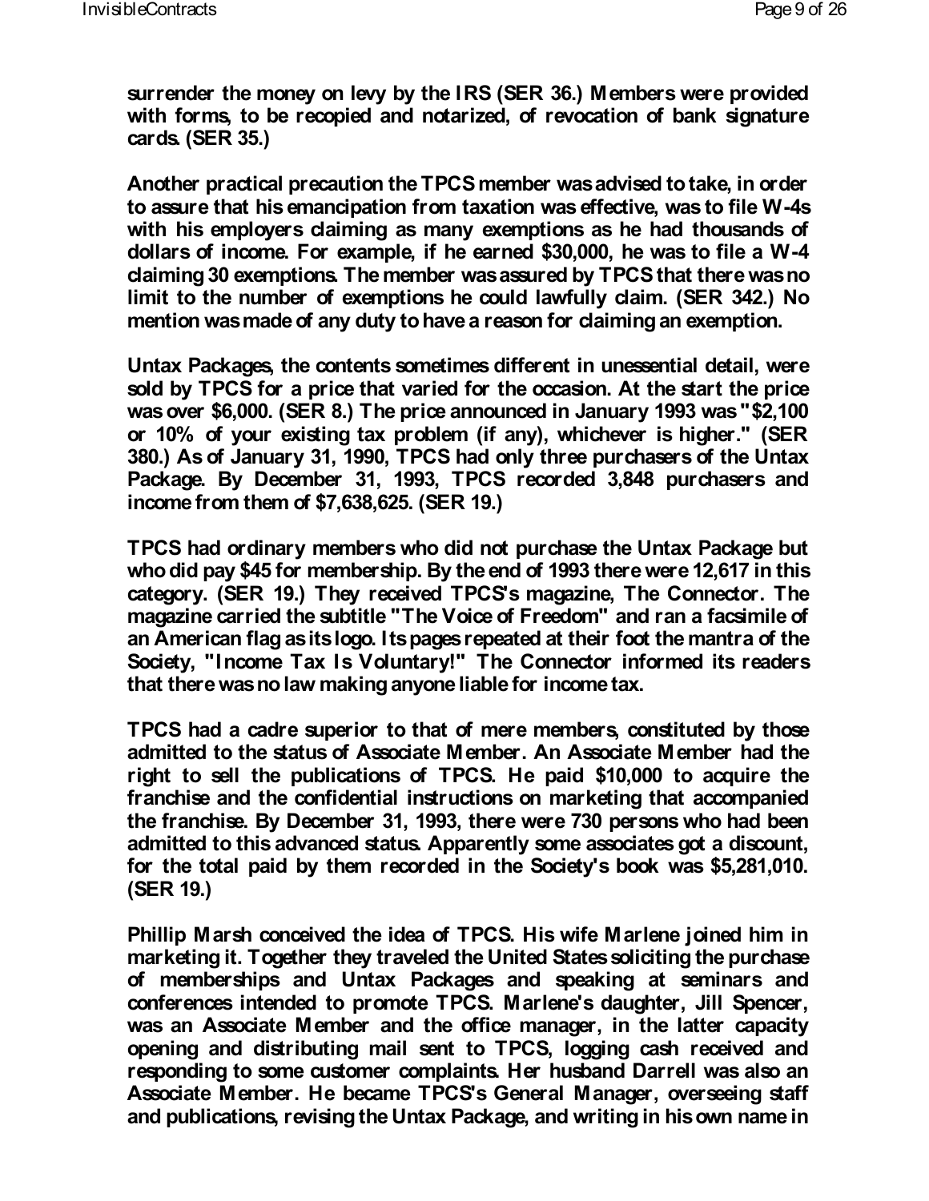surrender the money on levy by the IRS (SER 36.) Members were provided with forms, to be recopied and notarized, of revocation of bank signature cards. (SER 35.)

Another practical precaution the TPCS member was advised to take, in order to assure that his emancipation from taxation was effective, was to file W-4s with his employers claiming as many exemptions as he had thousands of dollars of income. For example, if he earned $30,000, he was to file a W-4 claiming 30 exemptions. The member was assured by TPCS that there was no limit to the number of exemptions he could lawfully claim. (SER 342.) No mention was made of any duty to have a reason for claiming an exemption.

Untax Packages, the contents sometimes different in unessential detail, were sold by TPCS for a price that varied for the occasion. At the start the price was over $6,000. (SER 8.) The price announced in January 1993 was "$2,100 or 10% of your existing tax problem (if any), whichever is higher." (SER 380.) As of January 31, 1990, TPCS had only three purchasers of the Untax Package. By December 31, 1993, TPCS recorded 3,848 purchasers and income from them of $7,638,625. (SER 19.)

TPCS had ordinary members who did not purchase the Untax Package but who did pay $45 for membership. By the end of 1993 there were 12,617 in this category. (SER 19.) They received TPCS's magazine, The Connector. The magazine carried the subtitle "The Voice of Freedom" and ran a facsimile of an American flag as its logo. Its pages repeated at their foot the mantra of the Society, "Income Tax Is Voluntary!" The Connector informed its readers that there was no law making anyone liable for income tax.

TPCS had a cadre superior to that of mere members, constituted by those admitted to the status of Associate Member. An Associate Member had the right to sell the publications of TPCS. He paid $10,000 to acquire the franchise and the confidential instructions on marketing that accompanied the franchise. By December 31, 1993, there were 730 persons who had been admitted to this advanced status. Apparently some associates got a discount, for the total paid by them recorded in the Society's book was $5,281,010. (SER 19.)

Phillip Marsh conceived the idea of TPCS. His wife Marlene joined him in marketing it. Together they traveled the United States soliciting the purchase of memberships and Untax Packages and speaking at seminars and conferences intended to promote TPCS. Marlene's daughter, Jill Spencer, was an Associate Member and the office manager, in the latter capacity opening and distributing mail sent to TPCS, logging cash received and responding to some customer complaints. Her husband Darrell was also an Associate Member. He became TPCS's General Manager, overseeing staff and publications, revising the Untax Package, and writing in his own name in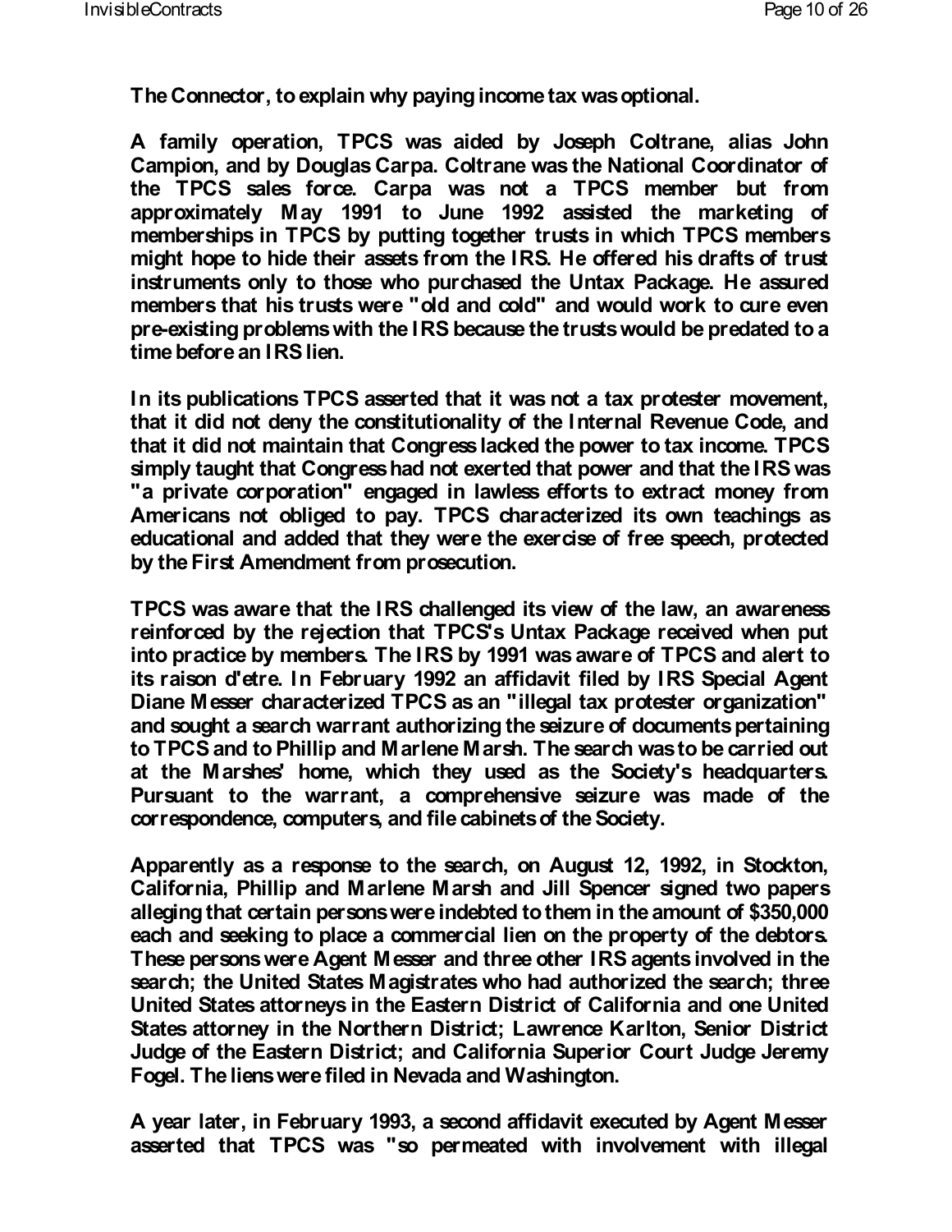**The Connector, to explain why paying income tax was optional.**

**A family operation, TPCS was aided by Joseph Coltrane, alias John Campion, and by Douglas Carpa. Coltrane was the National Coordinator of the TPCS sales force. Carpa was not a TPCS member but from approximately May 1991 to June 1992 assisted the marketing of memberships in TPCS by putting together trusts in which TPCS members might hope to hide their assets from the IRS. He offered his drafts of trust instruments only to those who purchased the Untax Package. He assured members that his trusts were "old and cold" and would work to cure even pre-existing problems with the IRS because the trusts would be predated to a time before an IRS lien.**

**In its publications TPCS asserted that it was not a tax protester movement, that it did not deny the constitutionality of the Internal Revenue Code, and that it did not maintain that Congress lacked the power to tax income. TPCS simply taught that Congress had not exerted that power and that the IRS was "a private corporation" engaged in lawless efforts to extract money from Americans not obliged to pay. TPCS characterized its own teachings as educational and added that they were the exercise of free speech, protected by the First Amendment from prosecution.**

**TPCS was aware that the IRS challenged its view of the law, an awareness reinforced by the rejection that TPCS's Untax Package received when put into practice by members. The IRS by 1991 was aware of TPCS and alert to its raison d'etre. In February 1992 an affidavit filed by IRS Special Agent Diane Messer characterized TPCS as an "illegal tax protester organization" and sought a search warrant authorizing the seizure of documents pertaining to TPCS and to Phillip and Marlene Marsh. The search was to be carried out at the Marshes' home, which they used as the Society's headquarters. Pursuant to the warrant, a comprehensive seizure was made of the correspondence, computers, and file cabinets of the Society.**

**Apparently as a response to the search, on August 12, 1992, in Stockton, California, Phillip and Marlene Marsh and Jill Spencer signed two papers alleging that certain persons were indebted to them in the amount of $350,000 each and seeking to place a commercial lien on the property of the debtors. These persons were Agent Messer and three other IRS agents involved in the search; the United States Magistrates who had authorized the search; three United States attorneys in the Eastern District of California and one United States attorney in the Northern District; Lawrence Karlton, Senior District Judge of the Eastern District; and California Superior Court Judge Jeremy Fogel. The liens were filed in Nevada and Washington.**

**A year later, in February 1993, a second affidavit executed by Agent Messer asserted that TPCS was "so permeated with involvement with illegal**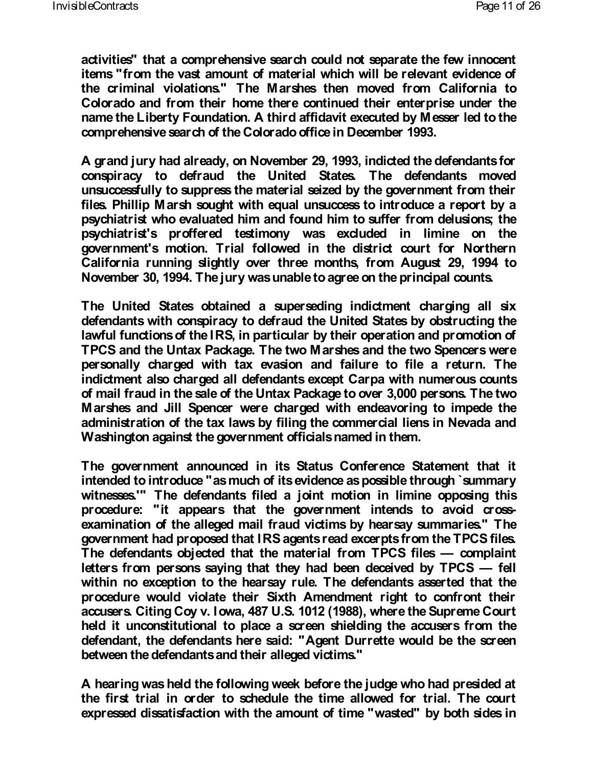activities" that a comprehensive search could not separate the few innocent items "from the vast amount of material which will be relevant evidence of the criminal violations." The Marshes then moved from California to Colorado and from their home there continued their enterprise under the name the Liberty Foundation. A third affidavit executed by Messer led to the comprehensive search of the Colorado office in December 1993.

A grand jury had already, on November 29, 1993, indicted the defendants for conspiracy to defraud the United States. The defendants moved unsuccessfully to suppress the material seized by the government from their files. Phillip Marsh sought with equal unsuccess to introduce a report by a psychiatrist who evaluated him and found him to suffer from delusions; the psychiatrist's proffered testimony was excluded in limine on the government's motion. Trial followed in the district court for Northern California running slightly over three months, from August 29, 1994 to November 30, 1994. The jury was unable to agree on the principal counts.

The United States obtained a superseding indictment charging all six defendants with conspiracy to defraud the United States by obstructing the lawful functions of the IRS, in particular by their operation and promotion of TPCS and the Untax Package. The two Marshes and the two Spencers were personally charged with tax evasion and failure to file a return. The indictment also charged all defendants except Carpa with numerous counts of mail fraud in the sale of the Untax Package to over 3,000 persons. The two Marshes and Jill Spencer were charged with endeavoring to impede the administration of the tax laws by filing the commercial liens in Nevada and Washington against the government officials named in them.

The government announced in its Status Conference Statement that it intended to introduce "as much of its evidence as possible through `summary witnesses.'" The defendants filed a joint motion in limine opposing this procedure: "it appears that the government intends to avoid cross-examination of the alleged mail fraud victims by hearsay summaries." The government had proposed that IRS agents read excerpts from the TPCS files. The defendants objected that the material from TPCS files — complaint letters from persons saying that they had been deceived by TPCS — fell within no exception to the hearsay rule. The defendants asserted that the procedure would violate their Sixth Amendment right to confront their accusers. Citing Coy v. Iowa, 487 U.S. 1012 (1988), where the Supreme Court held it unconstitutional to place a screen shielding the accusers from the defendant, the defendants here said: "Agent Durrette would be the screen between the defendants and their alleged victims."

A hearing was held the following week before the judge who had presided at the first trial in order to schedule the time allowed for trial. The court expressed dissatisfaction with the amount of time "wasted" by both sides in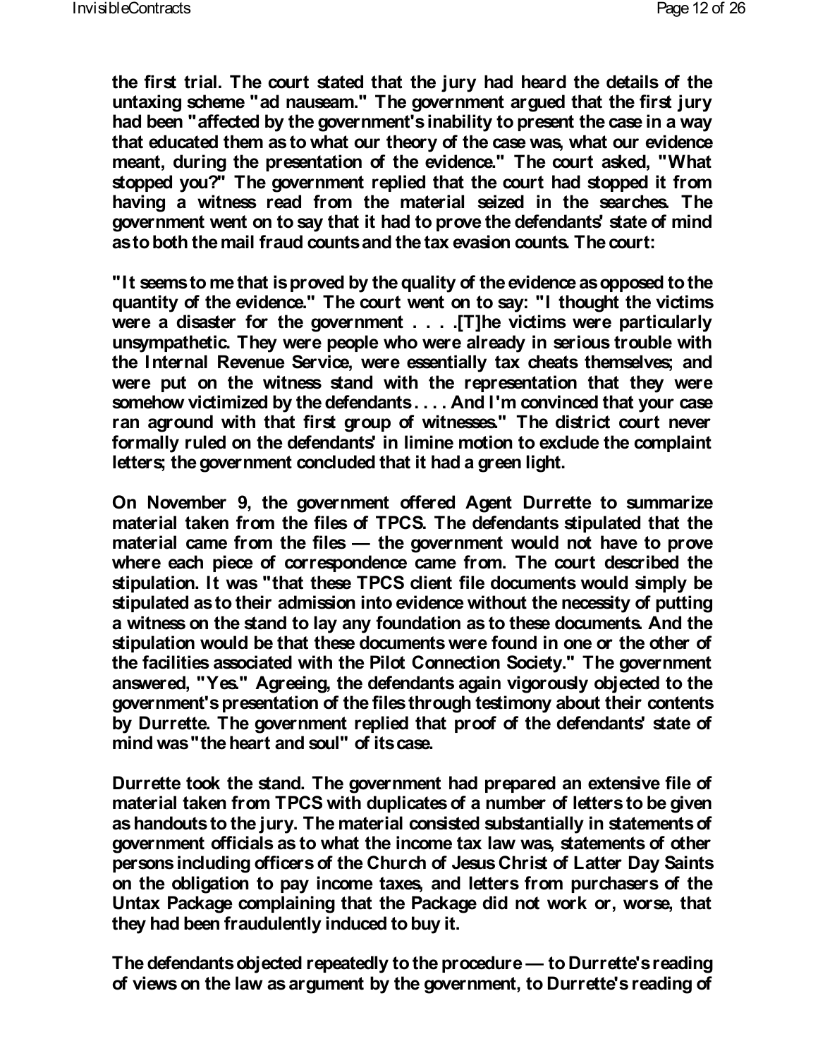the first trial. The court stated that the jury had heard the details of the untaxing scheme "ad nauseam." The government argued that the first jury had been "affected by the government's inability to present the case in a way that educated them as to what our theory of the case was, what our evidence meant, during the presentation of the evidence." The court asked, "What stopped you?" The government replied that the court had stopped it from having a witness read from the material seized in the searches. The government went on to say that it had to prove the defendants' state of mind as to both the mail fraud counts and the tax evasion counts. The court:

"It seems to me that is proved by the quality of the evidence as opposed to the quantity of the evidence." The court went on to say: "I thought the victims were a disaster for the government . . . .[T]he victims were particularly unsympathetic. They were people who were already in serious trouble with the Internal Revenue Service, were essentially tax cheats themselves; and were put on the witness stand with the representation that they were somehow victimized by the defendants . . . . And I'm convinced that your case ran aground with that first group of witnesses." The district court never formally ruled on the defendants' in limine motion to exclude the complaint letters; the government concluded that it had a green light.

On November 9, the government offered Agent Durrette to summarize material taken from the files of TPCS. The defendants stipulated that the material came from the files — the government would not have to prove where each piece of correspondence came from. The court described the stipulation. It was "that these TPCS client file documents would simply be stipulated as to their admission into evidence without the necessity of putting a witness on the stand to lay any foundation as to these documents. And the stipulation would be that these documents were found in one or the other of the facilities associated with the Pilot Connection Society." The government answered, "Yes." Agreeing, the defendants again vigorously objected to the government's presentation of the files through testimony about their contents by Durrette. The government replied that proof of the defendants' state of mind was "the heart and soul" of its case.

Durrette took the stand. The government had prepared an extensive file of material taken from TPCS with duplicates of a number of letters to be given as handouts to the jury. The material consisted substantially in statements of government officials as to what the income tax law was, statements of other persons including officers of the Church of Jesus Christ of Latter Day Saints on the obligation to pay income taxes, and letters from purchasers of the Untax Package complaining that the Package did not work or, worse, that they had been fraudulently induced to buy it.

The defendants objected repeatedly to the procedure — to Durrette's reading of views on the law as argument by the government, to Durrette's reading of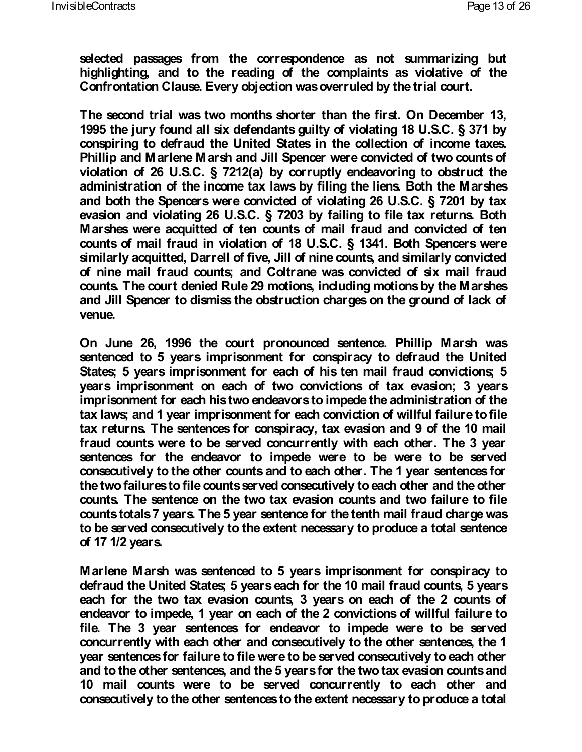**selected passages from the correspondence as not summarizing but highlighting, and to the reading of the complaints as violative of the Confrontation Clause. Every objection was overruled by the trial court.**

**The second trial was two months shorter than the first. On December 13, 1995 the jury found all six defendants guilty of violating 18 U.S.C. § 371 by conspiring to defraud the United States in the collection of income taxes. Phillip and Marlene Marsh and Jill Spencer were convicted of two counts of violation of 26 U.S.C. § 7212(a) by corruptly endeavoring to obstruct the administration of the income tax laws by filing the liens. Both the Marshes and both the Spencers were convicted of violating 26 U.S.C. § 7201 by tax evasion and violating 26 U.S.C. § 7203 by failing to file tax returns. Both Marshes were acquitted of ten counts of mail fraud and convicted of ten counts of mail fraud in violation of 18 U.S.C. § 1341. Both Spencers were similarly acquitted, Darrell of five, Jill of nine counts, and similarly convicted of nine mail fraud counts; and Coltrane was convicted of six mail fraud counts. The court denied Rule 29 motions, including motions by the Marshes and Jill Spencer to dismiss the obstruction charges on the ground of lack of venue.**

**On June 26, 1996 the court pronounced sentence. Phillip Marsh was sentenced to 5 years imprisonment for conspiracy to defraud the United States; 5 years imprisonment for each of his ten mail fraud convictions; 5 years imprisonment on each of two convictions of tax evasion; 3 years imprisonment for each his two endeavors to impede the administration of the tax laws; and 1 year imprisonment for each conviction of willful failure to file tax returns. The sentences for conspiracy, tax evasion and 9 of the 10 mail fraud counts were to be served concurrently with each other. The 3 year sentences for the endeavor to impede were to be were to be served consecutively to the other counts and to each other. The 1 year sentences for the two failures to file counts served consecutively to each other and the other counts. The sentence on the two tax evasion counts and two failure to file counts totals 7 years. The 5 year sentence for the tenth mail fraud charge was to be served consecutively to the extent necessary to produce a total sentence of 17 1/2 years.**

**Marlene Marsh was sentenced to 5 years imprisonment for conspiracy to defraud the United States; 5 years each for the 10 mail fraud counts, 5 years each for the two tax evasion counts, 3 years on each of the 2 counts of endeavor to impede, 1 year on each of the 2 convictions of willful failure to file. The 3 year sentences for endeavor to impede were to be served concurrently with each other and consecutively to the other sentences, the 1 year sentences for failure to file were to be served consecutively to each other and to the other sentences, and the 5 years for the two tax evasion counts and 10 mail counts were to be served concurrently to each other and consecutively to the other sentences to the extent necessary to produce a total**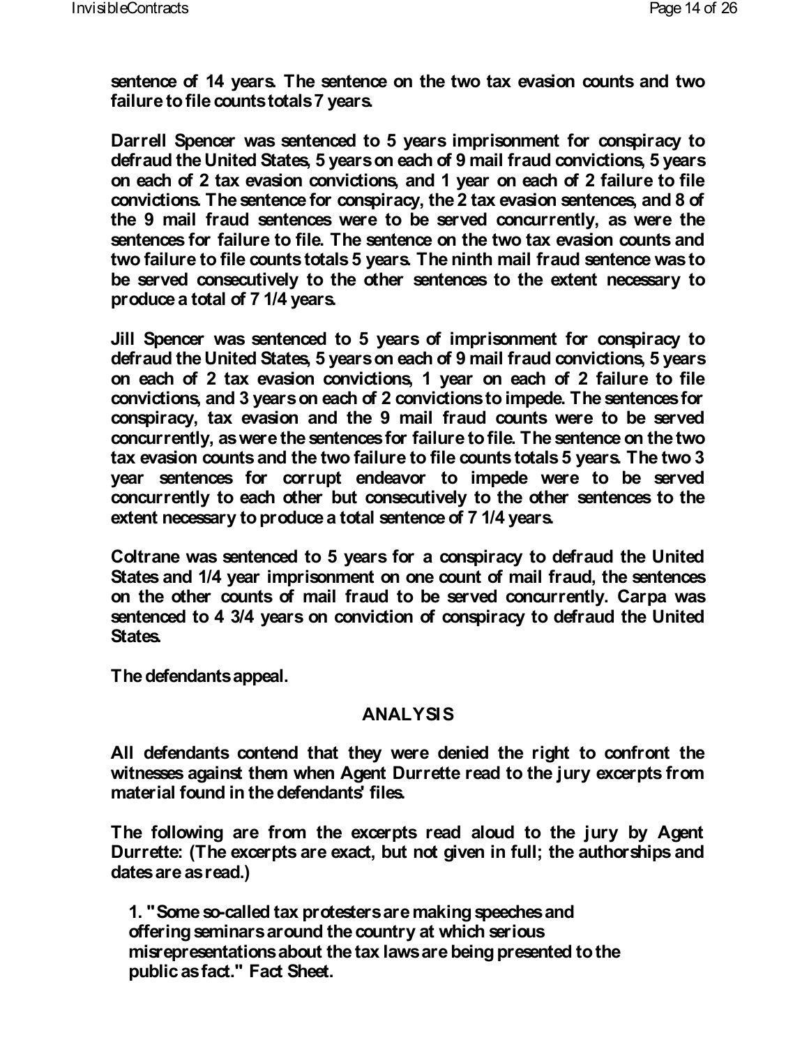sentence of 14 years. The sentence on the two tax evasion counts and two failure to file counts totals 7 years.

Darrell Spencer was sentenced to 5 years imprisonment for conspiracy to defraud the United States, 5 years on each of 9 mail fraud convictions, 5 years on each of 2 tax evasion convictions, and 1 year on each of 2 failure to file convictions. The sentence for conspiracy, the 2 tax evasion sentences, and 8 of the 9 mail fraud sentences were to be served concurrently, as were the sentences for failure to file. The sentence on the two tax evasion counts and two failure to file counts totals 5 years. The ninth mail fraud sentence was to be served consecutively to the other sentences to the extent necessary to produce a total of 7 1/4 years.

Jill Spencer was sentenced to 5 years of imprisonment for conspiracy to defraud the United States, 5 years on each of 9 mail fraud convictions, 5 years on each of 2 tax evasion convictions, 1 year on each of 2 failure to file convictions, and 3 years on each of 2 convictions to impede. The sentences for conspiracy, tax evasion and the 9 mail fraud counts were to be served concurrently, as were the sentences for failure to file. The sentence on the two tax evasion counts and the two failure to file counts totals 5 years. The two 3 year sentences for corrupt endeavor to impede were to be served concurrently to each other but consecutively to the other sentences to the extent necessary to produce a total sentence of 7 1/4 years.

Coltrane was sentenced to 5 years for a conspiracy to defraud the United States and 1/4 year imprisonment on one count of mail fraud, the sentences on the other counts of mail fraud to be served concurrently. Carpa was sentenced to 4 3/4 years on conviction of conspiracy to defraud the United States.

The defendants appeal.

## ANALYSIS

All defendants contend that they were denied the right to confront the witnesses against them when Agent Durrette read to the jury excerpts from material found in the defendants' files.

The following are from the excerpts read aloud to the jury by Agent Durrette: (The excerpts are exact, but not given in full; the authorships and dates are as read.)

> 1. "Some so-called tax protesters are making speeches and offering seminars around the country at which serious misrepresentations about the tax laws are being presented to the public as fact." Fact Sheet.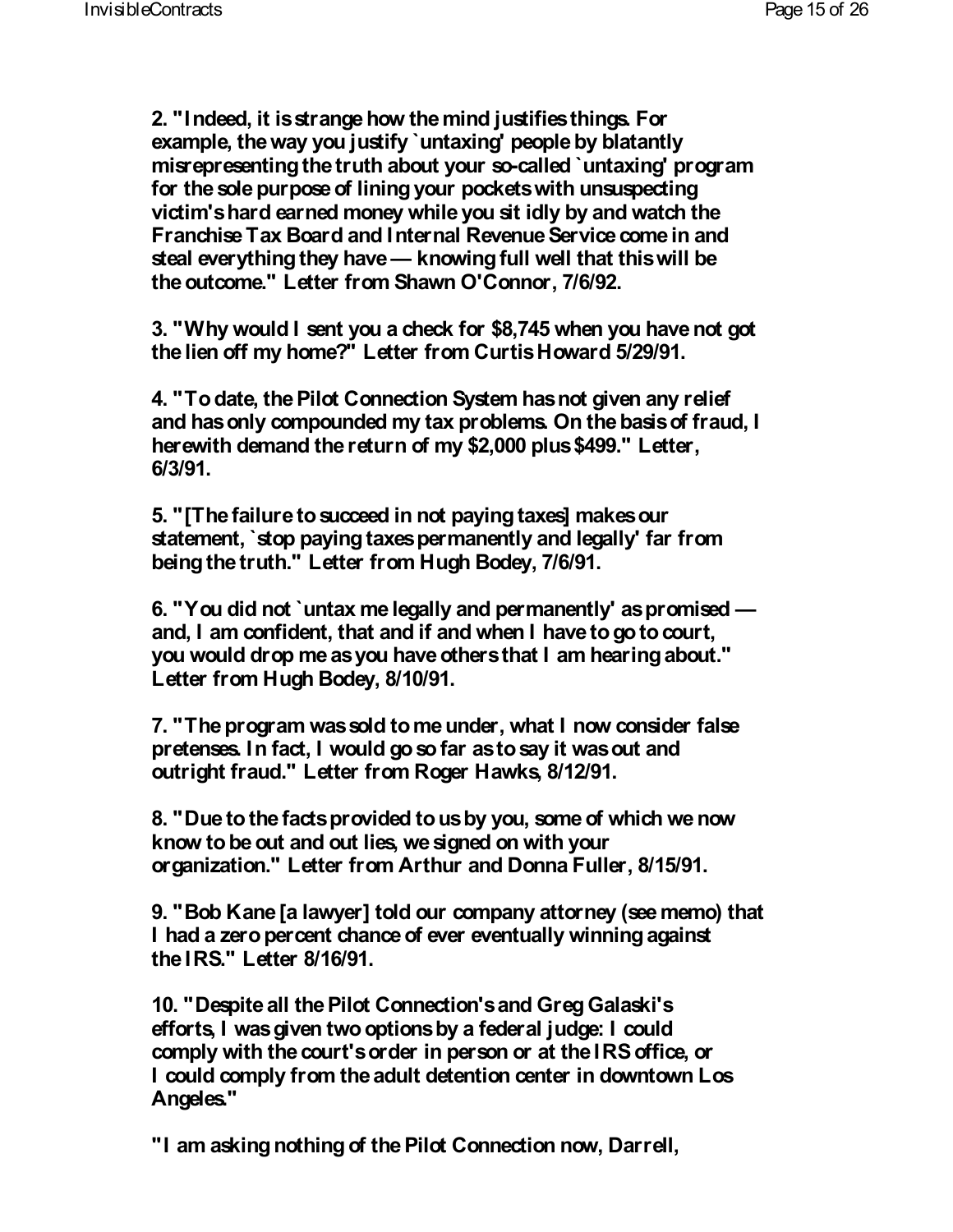**2. "Indeed, it is strange how the mind justifies things. For example, the way you justify `untaxing' people by blatantly misrepresenting the truth about your so-called `untaxing' program for the sole purpose of lining your pockets with unsuspecting victim's hard earned money while you sit idly by and watch the Franchise Tax Board and Internal Revenue Service come in and steal everything they have — knowing full well that this will be the outcome." Letter from Shawn O'Connor, 7/6/92.**

**3. "Why would I sent you a check for $8,745 when you have not got the lien off my home?" Letter from Curtis Howard 5/29/91.**

**4. "To date, the Pilot Connection System has not given any relief and has only compounded my tax problems. On the basis of fraud, I herewith demand the return of my $2,000 plus $499." Letter, 6/3/91.**

**5. "[The failure to succeed in not paying taxes] makes our statement, `stop paying taxes permanently and legally' far from being the truth." Letter from Hugh Bodey, 7/6/91.**

**6. "You did not `untax me legally and permanently' as promised — and, I am confident, that and if and when I have to go to court, you would drop me as you have others that I am hearing about." Letter from Hugh Bodey, 8/10/91.**

**7. "The program was sold to me under, what I now consider false pretenses. In fact, I would go so far as to say it was out and outright fraud." Letter from Roger Hawks, 8/12/91.**

**8. "Due to the facts provided to us by you, some of which we now know to be out and out lies, we signed on with your organization." Letter from Arthur and Donna Fuller, 8/15/91.**

**9. "Bob Kane [a lawyer] told our company attorney (see memo) that I had a zero percent chance of ever eventually winning against the IRS." Letter 8/16/91.**

**10. "Despite all the Pilot Connection's and Greg Galaski's efforts, I was given two options by a federal judge: I could comply with the court's order in person or at the IRS office, or I could comply from the adult detention center in downtown Los Angeles."**

**"I am asking nothing of the Pilot Connection now, Darrell,**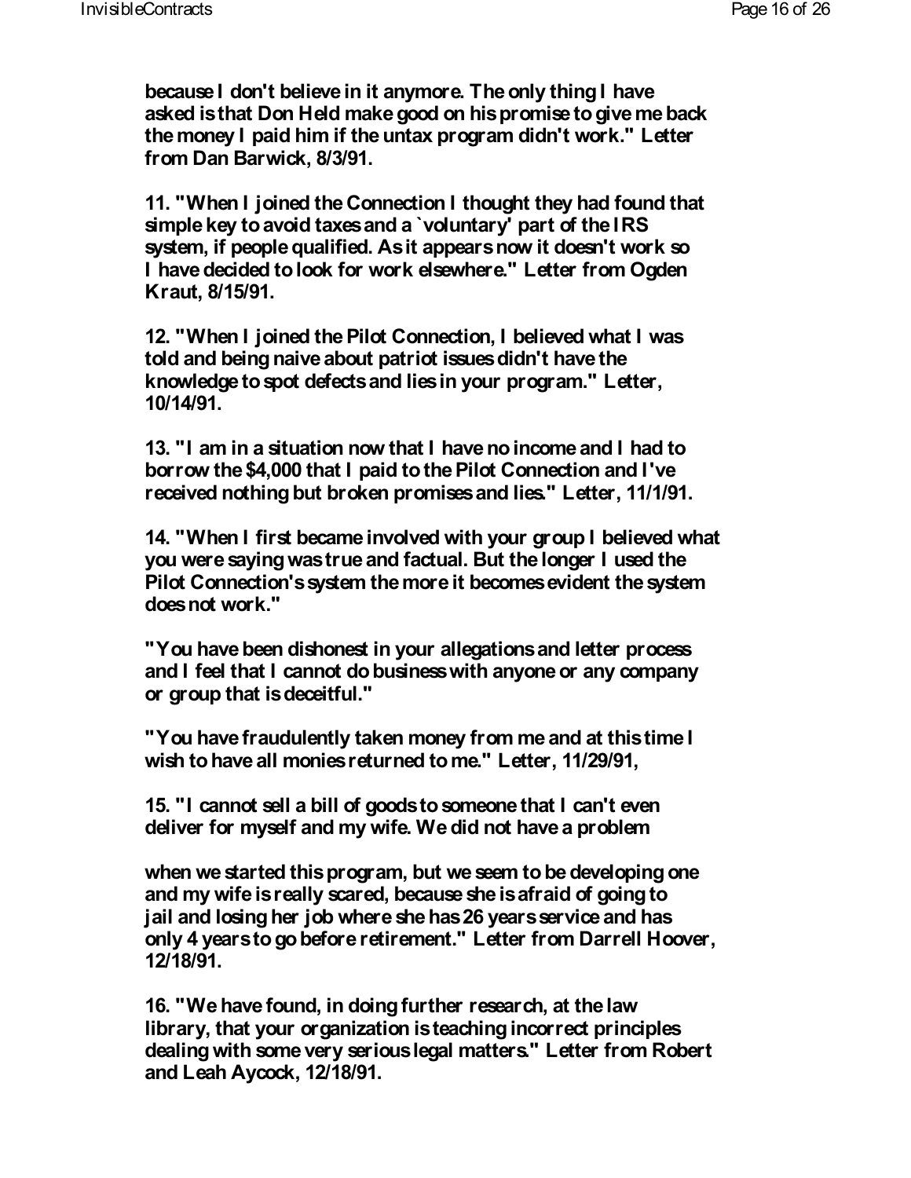**because I don't believe in it anymore. The only thing I have asked is that Don Held make good on his promise to give me back the money I paid him if the untax program didn't work." Letter from Dan Barwick, 8/3/91.**

**11. "When I joined the Connection I thought they had found that simple key to avoid taxes and a `voluntary' part of the IRS system, if people qualified. As it appears now it doesn't work so I have decided to look for work elsewhere." Letter from Ogden Kraut, 8/15/91.**

**12. "When I joined the Pilot Connection, I believed what I was told and being naive about patriot issues didn't have the knowledge to spot defects and lies in your program." Letter, 10/14/91.**

**13. "I am in a situation now that I have no income and I had to borrow the $4,000 that I paid to the Pilot Connection and I've received nothing but broken promises and lies." Letter, 11/1/91.**

**14. "When I first became involved with your group I believed what you were saying was true and factual. But the longer I used the Pilot Connection's system the more it becomes evident the system does not work."**

**"You have been dishonest in your allegations and letter process and I feel that I cannot do business with anyone or any company or group that is deceitful."**

**"You have fraudulently taken money from me and at this time I wish to have all monies returned to me." Letter, 11/29/91,**

**15. "I cannot sell a bill of goods to someone that I can't even deliver for myself and my wife. We did not have a problem**

**when we started this program, but we seem to be developing one and my wife is really scared, because she is afraid of going to jail and losing her job where she has 26 years service and has only 4 years to go before retirement." Letter from Darrell Hoover, 12/18/91.**

**16. "We have found, in doing further research, at the law library, that your organization is teaching incorrect principles dealing with some very serious legal matters." Letter from Robert and Leah Aycock, 12/18/91.**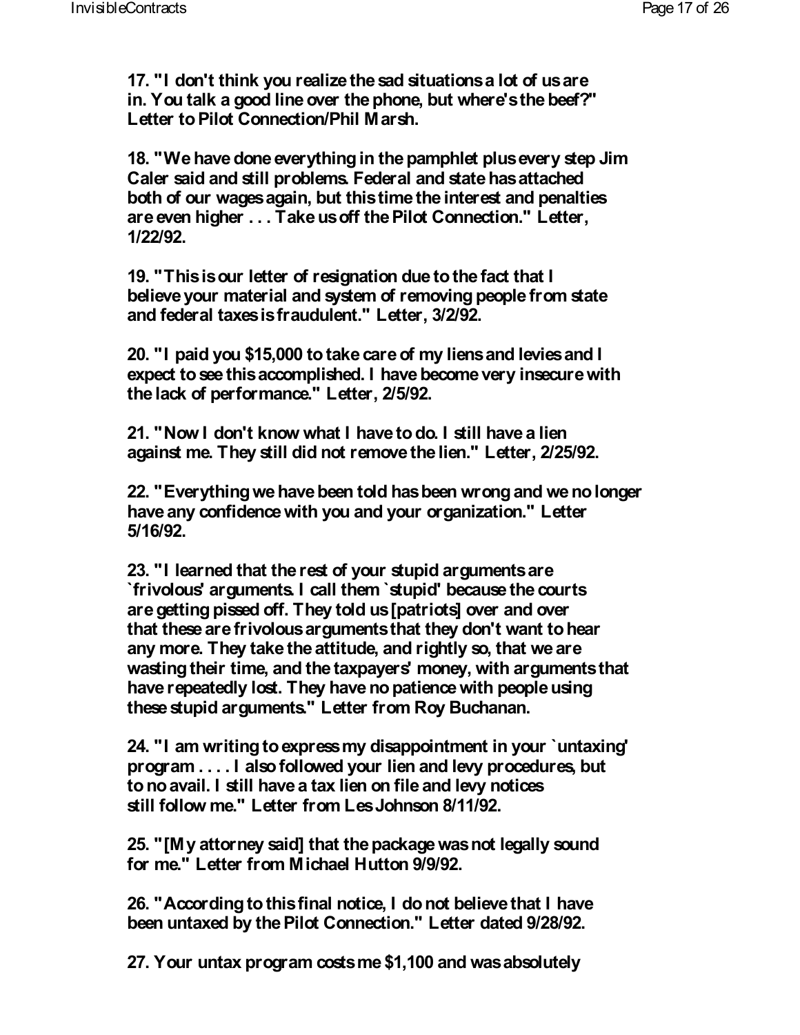**17. "I don't think you realize the sad situations a lot of us are in. You talk a good line over the phone, but where's the beef?" Letter to Pilot Connection/Phil Marsh.**

**18. "We have done everything in the pamphlet plus every step Jim Caler said and still problems. Federal and state has attached both of our wages again, but this time the interest and penalties are even higher . . . Take us off the Pilot Connection." Letter, 1/22/92.**

**19. "This is our letter of resignation due to the fact that I believe your material and system of removing people from state and federal taxes is fraudulent." Letter, 3/2/92.**

**20. "I paid you $15,000 to take care of my liens and levies and I expect to see this accomplished. I have become very insecure with the lack of performance." Letter, 2/5/92.**

**21. "Now I don't know what I have to do. I still have a lien against me. They still did not remove the lien." Letter, 2/25/92.**

**22. "Everything we have been told has been wrong and we no longer have any confidence with you and your organization." Letter 5/16/92.**

**23. "I learned that the rest of your stupid arguments are `frivolous' arguments. I call them `stupid' because the courts are getting pissed off. They told us [patriots] over and over that these are frivolous arguments that they don't want to hear any more. They take the attitude, and rightly so, that we are wasting their time, and the taxpayers' money, with arguments that have repeatedly lost. They have no patience with people using these stupid arguments." Letter from Roy Buchanan.**

**24. "I am writing to express my disappointment in your `untaxing' program . . . . I also followed your lien and levy procedures, but to no avail. I still have a tax lien on file and levy notices still follow me." Letter from Les Johnson 8/11/92.**

**25. "[My attorney said] that the package was not legally sound for me." Letter from Michael Hutton 9/9/92.**

**26. "According to this final notice, I do not believe that I have been untaxed by the Pilot Connection." Letter dated 9/28/92.**

**27. Your untax program costs me $1,100 and was absolutely**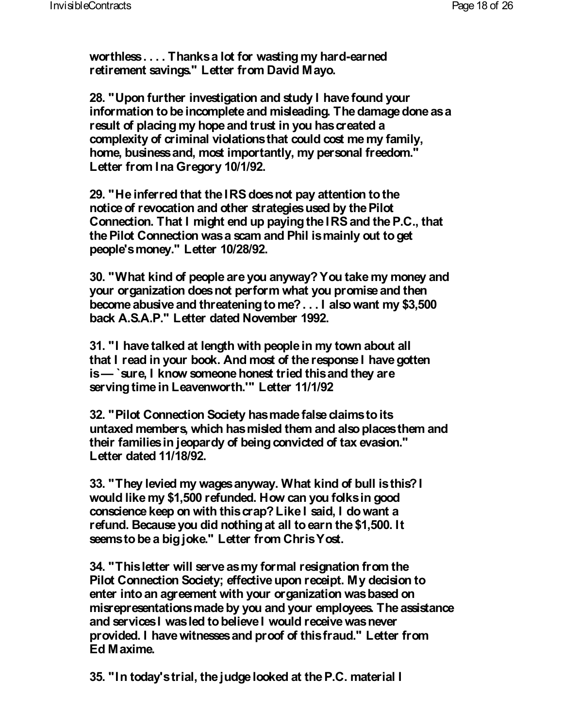**worthless . . . . Thanks a lot for wasting my hard-earned retirement savings." Letter from David Mayo.**

**28. "Upon further investigation and study I have found your information to be incomplete and misleading. The damage done as a result of placing my hope and trust in you has created a complexity of criminal violations that could cost me my family, home, business and, most importantly, my personal freedom." Letter from Ina Gregory 10/1/92.**

**29. "He inferred that the IRS does not pay attention to the notice of revocation and other strategies used by the Pilot Connection. That I might end up paying the IRS and the P.C., that the Pilot Connection was a scam and Phil is mainly out to get people's money." Letter 10/28/92.**

**30. "What kind of people are you anyway? You take my money and your organization does not perform what you promise and then become abusive and threatening to me? . . . I also want my $3,500 back A.S.A.P." Letter dated November 1992.**

**31. "I have talked at length with people in my town about all that I read in your book. And most of the response I have gotten is — `sure, I know someone honest tried this and they are serving time in Leavenworth.'" Letter 11/1/92**

**32. "Pilot Connection Society has made false claims to its untaxed members, which has misled them and also places them and their families in jeopardy of being convicted of tax evasion." Letter dated 11/18/92.**

**33. "They levied my wages anyway. What kind of bull is this? I would like my $1,500 refunded. How can you folks in good conscience keep on with this crap? Like I said, I do want a refund. Because you did nothing at all to earn the $1,500. It seems to be a big joke." Letter from Chris Yost.**

**34. "This letter will serve as my formal resignation from the Pilot Connection Society; effective upon receipt. My decision to enter into an agreement with your organization was based on misrepresentations made by you and your employees. The assistance and services I was led to believe I would receive was never provided. I have witnesses and proof of this fraud." Letter from Ed Maxime.**

**35. "In today's trial, the judge looked at the P.C. material I**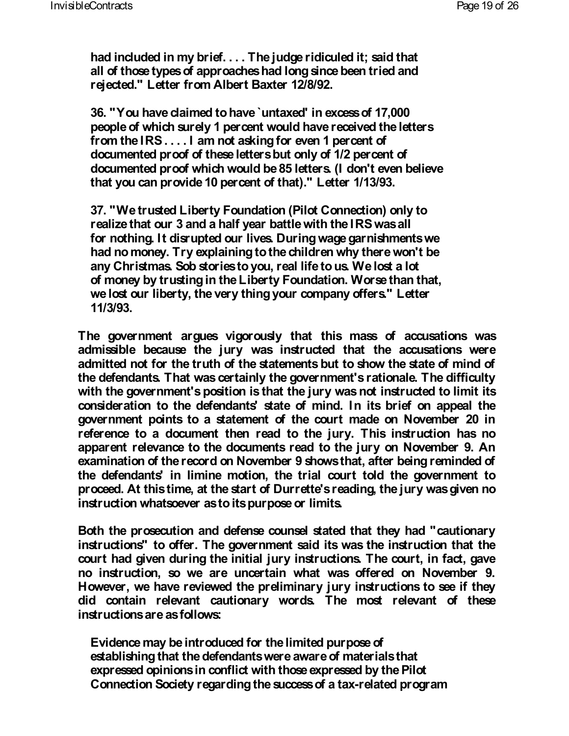> had included in my brief. . . . The judge ridiculed it; said that all of those types of approaches had long since been tried and rejected." Letter from Albert Baxter 12/8/92.
>
> 36. "You have claimed to have `untaxed' in excess of 17,000 people of which surely 1 percent would have received the letters from the IRS . . . . I am not asking for even 1 percent of documented proof of these letters but only of 1/2 percent of documented proof which would be 85 letters. (I don't even believe that you can provide 10 percent of that)." Letter 1/13/93.
>
> 37. "We trusted Liberty Foundation (Pilot Connection) only to realize that our 3 and a half year battle with the IRS was all for nothing. It disrupted our lives. During wage garnishments we had no money. Try explaining to the children why there won't be any Christmas. Sob stories to you, real life to us. We lost a lot of money by trusting in the Liberty Foundation. Worse than that, we lost our liberty, the very thing your company offers." Letter 11/3/93.

The government argues vigorously that this mass of accusations was admissible because the jury was instructed that the accusations were admitted not for the truth of the statements but to show the state of mind of the defendants. That was certainly the government's rationale. The difficulty with the government's position is that the jury was not instructed to limit its consideration to the defendants' state of mind. In its brief on appeal the government points to a statement of the court made on November 20 in reference to a document then read to the jury. This instruction has no apparent relevance to the documents read to the jury on November 9. An examination of the record on November 9 shows that, after being reminded of the defendants' in limine motion, the trial court told the government to proceed. At this time, at the start of Durrette's reading, the jury was given no instruction whatsoever as to its purpose or limits.

Both the prosecution and defense counsel stated that they had "cautionary instructions" to offer. The government said its was the instruction that the court had given during the initial jury instructions. The court, in fact, gave no instruction, so we are uncertain what was offered on November 9. However, we have reviewed the preliminary jury instructions to see if they did contain relevant cautionary words. The most relevant of these instructions are as follows:

> Evidence may be introduced for the limited purpose of establishing that the defendants were aware of materials that expressed opinions in conflict with those expressed by the Pilot Connection Society regarding the success of a tax-related program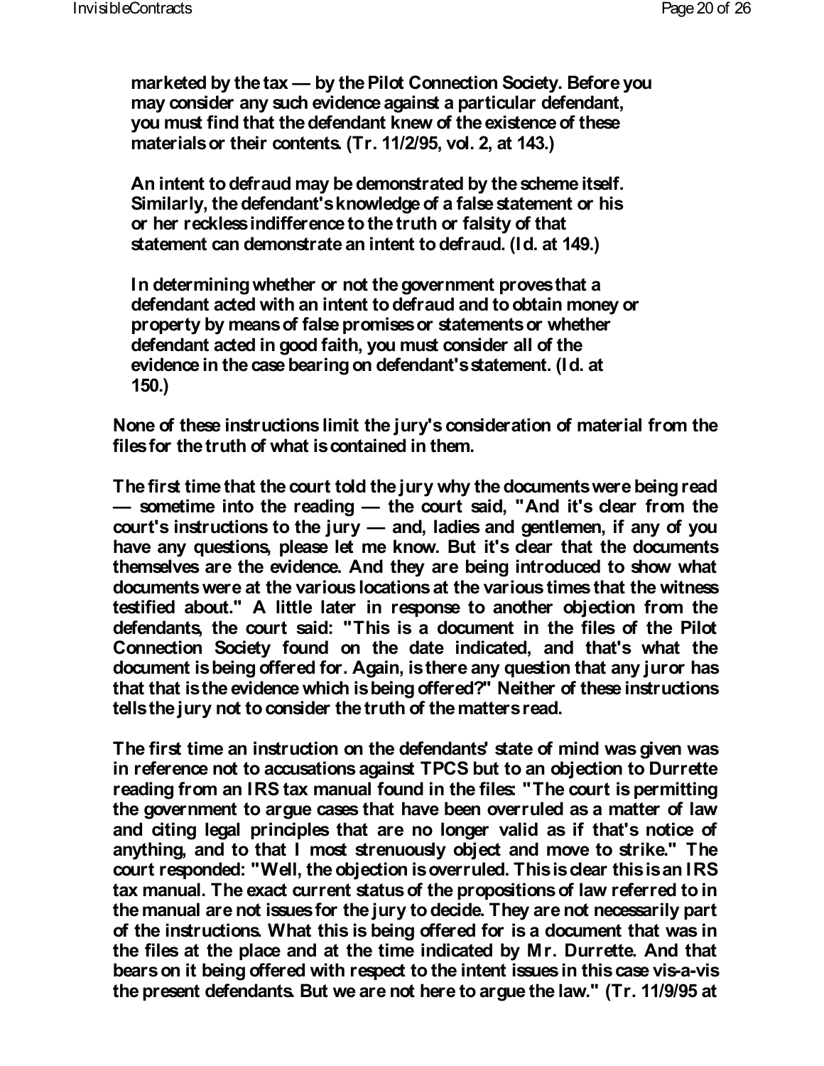> marketed by the tax — by the Pilot Connection Society. Before you may consider any such evidence against a particular defendant, you must find that the defendant knew of the existence of these materials or their contents. (Tr. 11/2/95, vol. 2, at 143.)
>
> An intent to defraud may be demonstrated by the scheme itself. Similarly, the defendant's knowledge of a false statement or his or her reckless indifference to the truth or falsity of that statement can demonstrate an intent to defraud. (Id. at 149.)
>
> In determining whether or not the government proves that a defendant acted with an intent to defraud and to obtain money or property by means of false promises or statements or whether defendant acted in good faith, you must consider all of the evidence in the case bearing on defendant's statement. (Id. at 150.)

None of these instructions limit the jury's consideration of material from the files for the truth of what is contained in them.

The first time that the court told the jury why the documents were being read — sometime into the reading — the court said, "And it's clear from the court's instructions to the jury — and, ladies and gentlemen, if any of you have any questions, please let me know. But it's clear that the documents themselves are the evidence. And they are being introduced to show what documents were at the various locations at the various times that the witness testified about." A little later in response to another objection from the defendants, the court said: "This is a document in the files of the Pilot Connection Society found on the date indicated, and that's what the document is being offered for. Again, is there any question that any juror has that that is the evidence which is being offered?" Neither of these instructions tells the jury not to consider the truth of the matters read.

The first time an instruction on the defendants' state of mind was given was in reference not to accusations against TPCS but to an objection to Durrette reading from an IRS tax manual found in the files: "The court is permitting the government to argue cases that have been overruled as a matter of law and citing legal principles that are no longer valid as if that's notice of anything, and to that I most strenuously object and move to strike." The court responded: "Well, the objection is overruled. This is clear this is an IRS tax manual. The exact current status of the propositions of law referred to in the manual are not issues for the jury to decide. They are not necessarily part of the instructions. What this is being offered for is a document that was in the files at the place and at the time indicated by Mr. Durrette. And that bears on it being offered with respect to the intent issues in this case vis-a-vis the present defendants. But we are not here to argue the law." (Tr. 11/9/95 at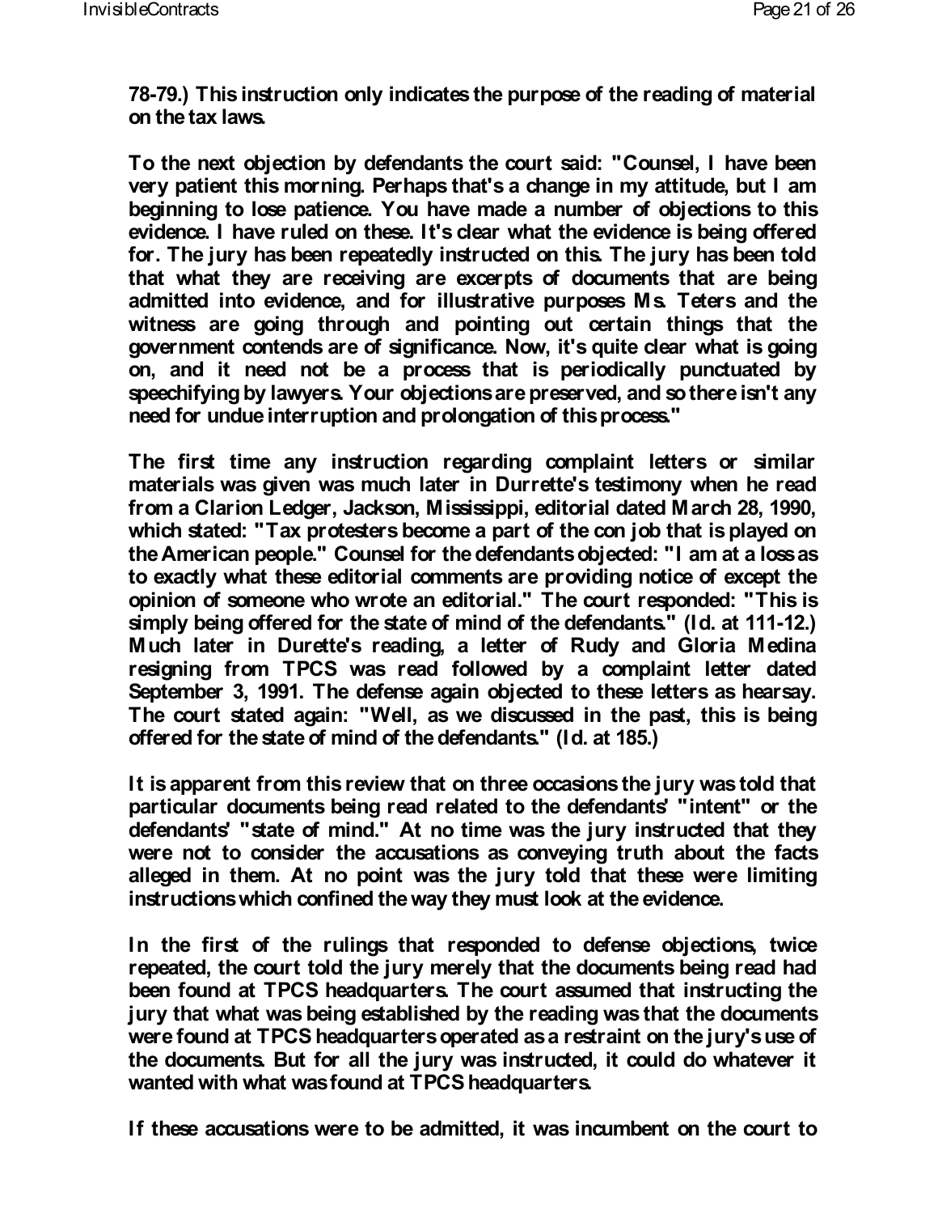78-79.) This instruction only indicates the purpose of the reading of material on the tax laws.

To the next objection by defendants the court said: "Counsel, I have been very patient this morning. Perhaps that's a change in my attitude, but I am beginning to lose patience. You have made a number of objections to this evidence. I have ruled on these. It's clear what the evidence is being offered for. The jury has been repeatedly instructed on this. The jury has been told that what they are receiving are excerpts of documents that are being admitted into evidence, and for illustrative purposes Ms. Teters and the witness are going through and pointing out certain things that the government contends are of significance. Now, it's quite clear what is going on, and it need not be a process that is periodically punctuated by speechifying by lawyers. Your objections are preserved, and so there isn't any need for undue interruption and prolongation of this process."

The first time any instruction regarding complaint letters or similar materials was given was much later in Durrette's testimony when he read from a Clarion Ledger, Jackson, Mississippi, editorial dated March 28, 1990, which stated: "Tax protesters become a part of the con job that is played on the American people." Counsel for the defendants objected: "I am at a loss as to exactly what these editorial comments are providing notice of except the opinion of someone who wrote an editorial." The court responded: "This is simply being offered for the state of mind of the defendants." (Id. at 111-12.) Much later in Durette's reading, a letter of Rudy and Gloria Medina resigning from TPCS was read followed by a complaint letter dated September 3, 1991. The defense again objected to these letters as hearsay. The court stated again: "Well, as we discussed in the past, this is being offered for the state of mind of the defendants." (Id. at 185.)

It is apparent from this review that on three occasions the jury was told that particular documents being read related to the defendants' "intent" or the defendants' "state of mind." At no time was the jury instructed that they were not to consider the accusations as conveying truth about the facts alleged in them. At no point was the jury told that these were limiting instructions which confined the way they must look at the evidence.

In the first of the rulings that responded to defense objections, twice repeated, the court told the jury merely that the documents being read had been found at TPCS headquarters. The court assumed that instructing the jury that what was being established by the reading was that the documents were found at TPCS headquarters operated as a restraint on the jury's use of the documents. But for all the jury was instructed, it could do whatever it wanted with what was found at TPCS headquarters.

If these accusations were to be admitted, it was incumbent on the court to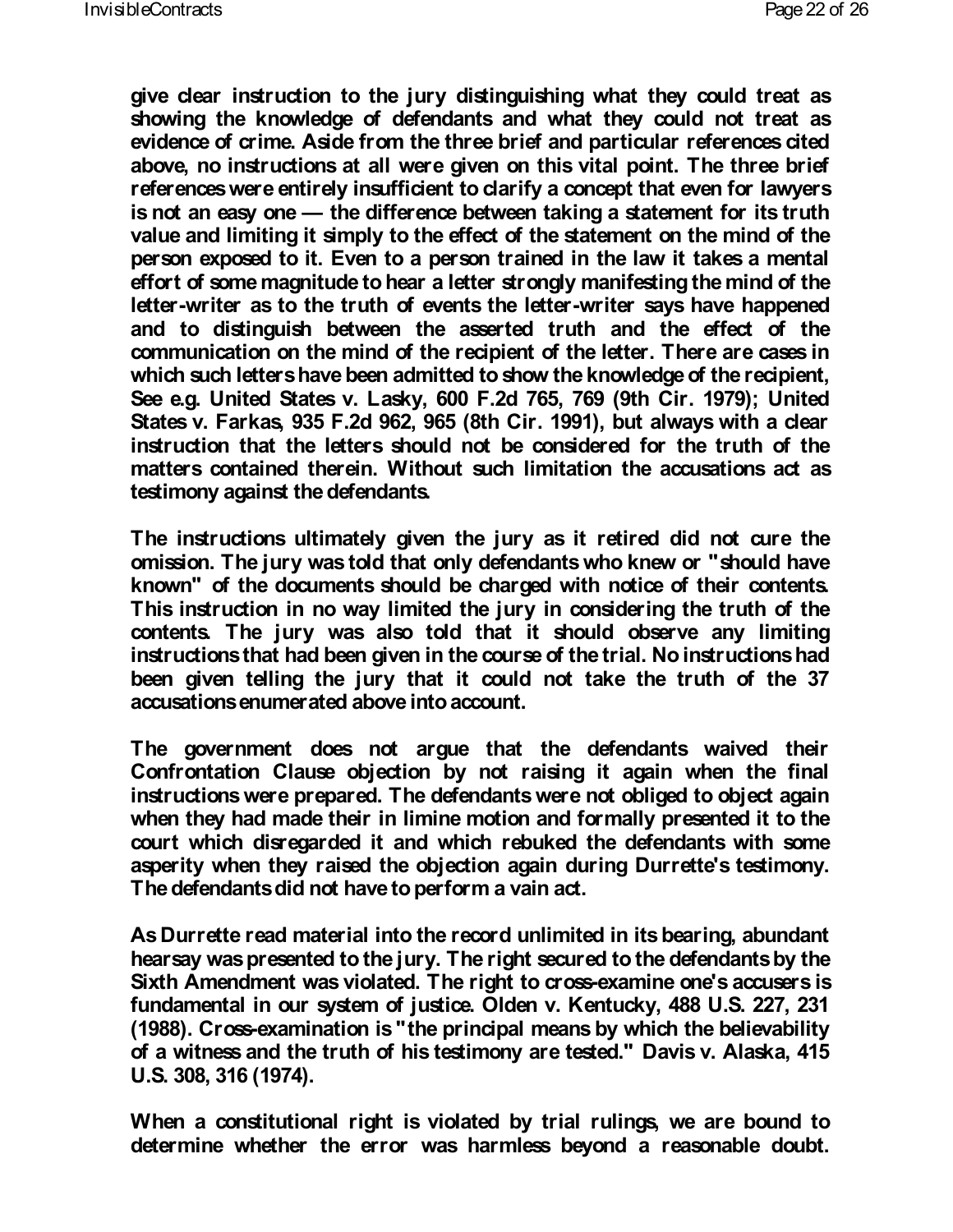give clear instruction to the jury distinguishing what they could treat as showing the knowledge of defendants and what they could not treat as evidence of crime. Aside from the three brief and particular references cited above, no instructions at all were given on this vital point. The three brief references were entirely insufficient to clarify a concept that even for lawyers is not an easy one — the difference between taking a statement for its truth value and limiting it simply to the effect of the statement on the mind of the person exposed to it. Even to a person trained in the law it takes a mental effort of some magnitude to hear a letter strongly manifesting the mind of the letter-writer as to the truth of events the letter-writer says have happened and to distinguish between the asserted truth and the effect of the communication on the mind of the recipient of the letter. There are cases in which such letters have been admitted to show the knowledge of the recipient, See e.g. United States v. Lasky, 600 F.2d 765, 769 (9th Cir. 1979); United States v. Farkas, 935 F.2d 962, 965 (8th Cir. 1991), but always with a clear instruction that the letters should not be considered for the truth of the matters contained therein. Without such limitation the accusations act as testimony against the defendants.

The instructions ultimately given the jury as it retired did not cure the omission. The jury was told that only defendants who knew or "should have known" of the documents should be charged with notice of their contents. This instruction in no way limited the jury in considering the truth of the contents. The jury was also told that it should observe any limiting instructions that had been given in the course of the trial. No instructions had been given telling the jury that it could not take the truth of the 37 accusations enumerated above into account.

The government does not argue that the defendants waived their Confrontation Clause objection by not raising it again when the final instructions were prepared. The defendants were not obliged to object again when they had made their in limine motion and formally presented it to the court which disregarded it and which rebuked the defendants with some asperity when they raised the objection again during Durrette's testimony. The defendants did not have to perform a vain act.

As Durrette read material into the record unlimited in its bearing, abundant hearsay was presented to the jury. The right secured to the defendants by the Sixth Amendment was violated. The right to cross-examine one's accusers is fundamental in our system of justice. Olden v. Kentucky, 488 U.S. 227, 231 (1988). Cross-examination is "the principal means by which the believability of a witness and the truth of his testimony are tested." Davis v. Alaska, 415 U.S. 308, 316 (1974).

When a constitutional right is violated by trial rulings, we are bound to determine whether the error was harmless beyond a reasonable doubt.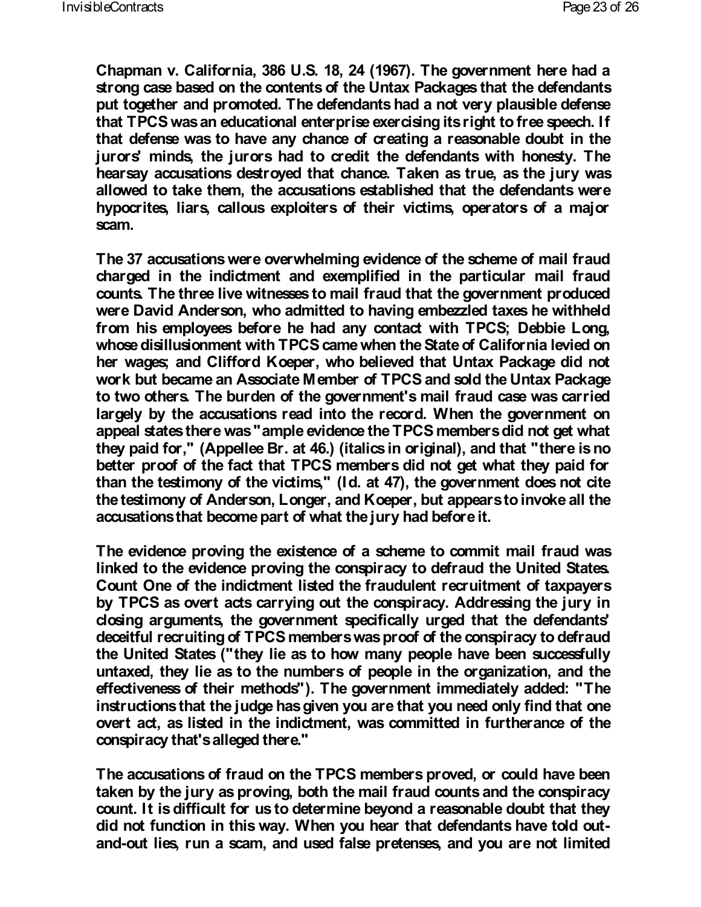Chapman v. California, 386 U.S. 18, 24 (1967). The government here had a strong case based on the contents of the Untax Packages that the defendants put together and promoted. The defendants had a not very plausible defense that TPCS was an educational enterprise exercising its right to free speech. If that defense was to have any chance of creating a reasonable doubt in the jurors' minds, the jurors had to credit the defendants with honesty. The hearsay accusations destroyed that chance. Taken as true, as the jury was allowed to take them, the accusations established that the defendants were hypocrites, liars, callous exploiters of their victims, operators of a major scam.

The 37 accusations were overwhelming evidence of the scheme of mail fraud charged in the indictment and exemplified in the particular mail fraud counts. The three live witnesses to mail fraud that the government produced were David Anderson, who admitted to having embezzled taxes he withheld from his employees before he had any contact with TPCS; Debbie Long, whose disillusionment with TPCS came when the State of California levied on her wages; and Clifford Koeper, who believed that Untax Package did not work but became an Associate Member of TPCS and sold the Untax Package to two others. The burden of the government's mail fraud case was carried largely by the accusations read into the record. When the government on appeal states there was "ample evidence the TPCS members did not get what they paid for," (Appellee Br. at 46.) (italics in original), and that "there is no better proof of the fact that TPCS members did not get what they paid for than the testimony of the victims," (Id. at 47), the government does not cite the testimony of Anderson, Longer, and Koeper, but appears to invoke all the accusations that become part of what the jury had before it.

The evidence proving the existence of a scheme to commit mail fraud was linked to the evidence proving the conspiracy to defraud the United States. Count One of the indictment listed the fraudulent recruitment of taxpayers by TPCS as overt acts carrying out the conspiracy. Addressing the jury in closing arguments, the government specifically urged that the defendants' deceitful recruiting of TPCS members was proof of the conspiracy to defraud the United States ("they lie as to how many people have been successfully untaxed, they lie as to the numbers of people in the organization, and the effectiveness of their methods"). The government immediately added: "The instructions that the judge has given you are that you need only find that one overt act, as listed in the indictment, was committed in furtherance of the conspiracy that's alleged there."

The accusations of fraud on the TPCS members proved, or could have been taken by the jury as proving, both the mail fraud counts and the conspiracy count. It is difficult for us to determine beyond a reasonable doubt that they did not function in this way. When you hear that defendants have told out-and-out lies, run a scam, and used false pretenses, and you are not limited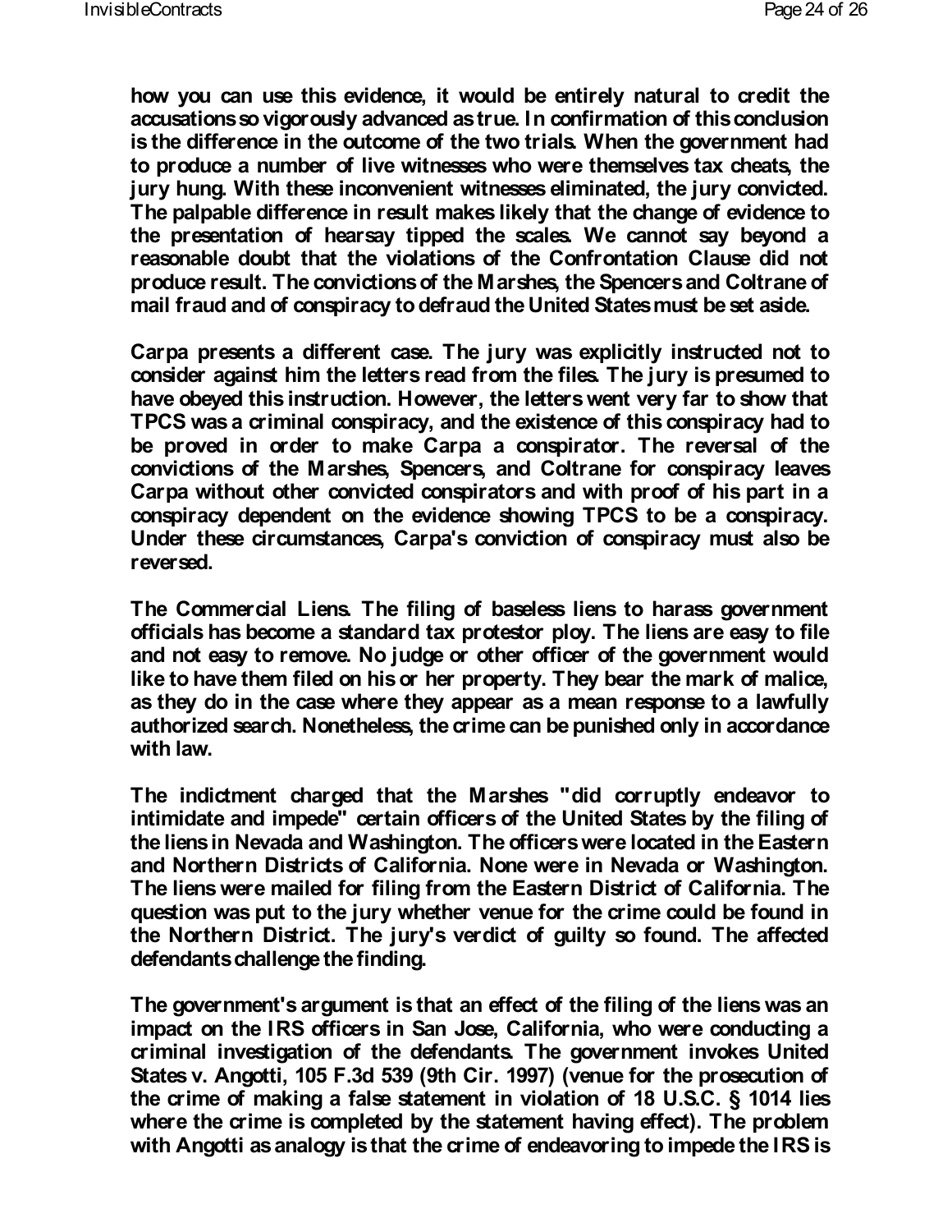how you can use this evidence, it would be entirely natural to credit the accusations so vigorously advanced as true. In confirmation of this conclusion is the difference in the outcome of the two trials. When the government had to produce a number of live witnesses who were themselves tax cheats, the jury hung. With these inconvenient witnesses eliminated, the jury convicted. The palpable difference in result makes likely that the change of evidence to the presentation of hearsay tipped the scales. We cannot say beyond a reasonable doubt that the violations of the Confrontation Clause did not produce result. The convictions of the Marshes, the Spencers and Coltrane of mail fraud and of conspiracy to defraud the United States must be set aside.

Carpa presents a different case. The jury was explicitly instructed not to consider against him the letters read from the files. The jury is presumed to have obeyed this instruction. However, the letters went very far to show that TPCS was a criminal conspiracy, and the existence of this conspiracy had to be proved in order to make Carpa a conspirator. The reversal of the convictions of the Marshes, Spencers, and Coltrane for conspiracy leaves Carpa without other convicted conspirators and with proof of his part in a conspiracy dependent on the evidence showing TPCS to be a conspiracy. Under these circumstances, Carpa's conviction of conspiracy must also be reversed.

The Commercial Liens. The filing of baseless liens to harass government officials has become a standard tax protestor ploy. The liens are easy to file and not easy to remove. No judge or other officer of the government would like to have them filed on his or her property. They bear the mark of malice, as they do in the case where they appear as a mean response to a lawfully authorized search. Nonetheless, the crime can be punished only in accordance with law.

The indictment charged that the Marshes "did corruptly endeavor to intimidate and impede" certain officers of the United States by the filing of the liens in Nevada and Washington. The officers were located in the Eastern and Northern Districts of California. None were in Nevada or Washington. The liens were mailed for filing from the Eastern District of California. The question was put to the jury whether venue for the crime could be found in the Northern District. The jury's verdict of guilty so found. The affected defendants challenge the finding.

The government's argument is that an effect of the filing of the liens was an impact on the IRS officers in San Jose, California, who were conducting a criminal investigation of the defendants. The government invokes United States v. Angotti, 105 F.3d 539 (9th Cir. 1997) (venue for the prosecution of the crime of making a false statement in violation of 18 U.S.C. § 1014 lies where the crime is completed by the statement having effect). The problem with Angotti as analogy is that the crime of endeavoring to impede the IRS is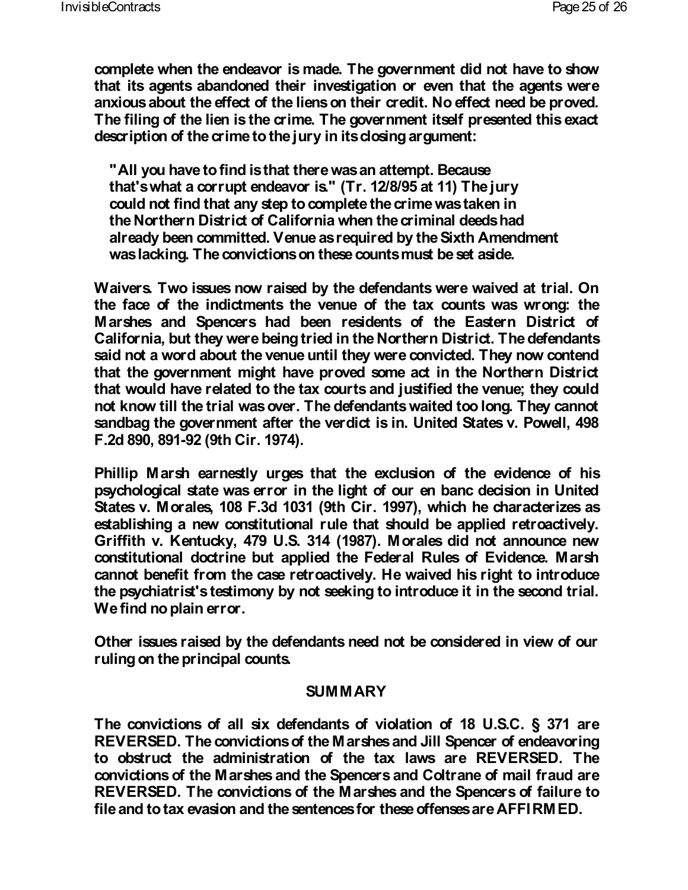complete when the endeavor is made. The government did not have to show that its agents abandoned their investigation or even that the agents were anxious about the effect of the liens on their credit. No effect need be proved. The filing of the lien is the crime. The government itself presented this exact description of the crime to the jury in its closing argument:

> "All you have to find is that there was an attempt. Because that's what a corrupt endeavor is." (Tr. 12/8/95 at 11) The jury could not find that any step to complete the crime was taken in the Northern District of California when the criminal deeds had already been committed. Venue as required by the Sixth Amendment was lacking. The convictions on these counts must be set aside.

Waivers. Two issues now raised by the defendants were waived at trial. On the face of the indictments the venue of the tax counts was wrong: the Marshes and Spencers had been residents of the Eastern District of California, but they were being tried in the Northern District. The defendants said not a word about the venue until they were convicted. They now contend that the government might have proved some act in the Northern District that would have related to the tax courts and justified the venue; they could not know till the trial was over. The defendants waited too long. They cannot sandbag the government after the verdict is in. United States v. Powell, 498 F.2d 890, 891-92 (9th Cir. 1974).

Phillip Marsh earnestly urges that the exclusion of the evidence of his psychological state was error in the light of our en banc decision in United States v. Morales, 108 F.3d 1031 (9th Cir. 1997), which he characterizes as establishing a new constitutional rule that should be applied retroactively. Griffith v. Kentucky, 479 U.S. 314 (1987). Morales did not announce new constitutional doctrine but applied the Federal Rules of Evidence. Marsh cannot benefit from the case retroactively. He waived his right to introduce the psychiatrist's testimony by not seeking to introduce it in the second trial. We find no plain error.

Other issues raised by the defendants need not be considered in view of our ruling on the principal counts.

## SUMMARY

The convictions of all six defendants of violation of 18 U.S.C. § 371 are REVERSED. The convictions of the Marshes and Jill Spencer of endeavoring to obstruct the administration of the tax laws are REVERSED. The convictions of the Marshes and the Spencers and Coltrane of mail fraud are REVERSED. The convictions of the Marshes and the Spencers of failure to file and to tax evasion and the sentences for these offenses are AFFIRMED.